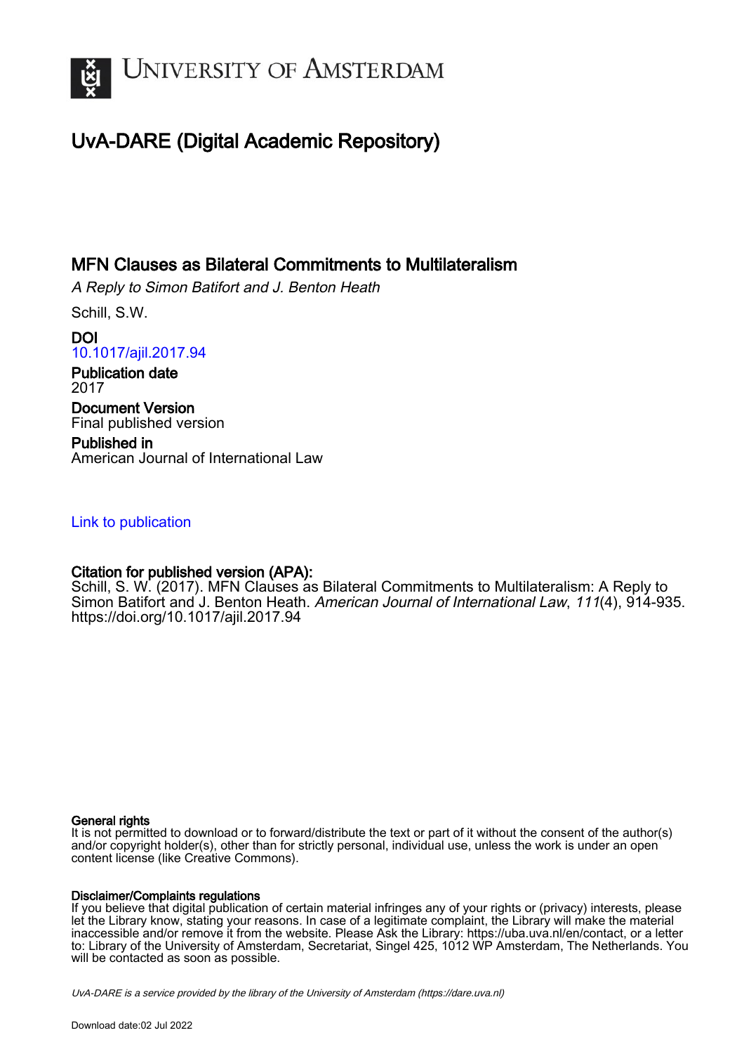# University of Amsterdam

## UvA-DARE (Digital Academic Repository)

### MFN Clauses as Bilateral Commitments to Multilateralism

*A Reply to Simon Batifort and J. Benton Heath*

Schill, S.W.

**DOI**
10.1017/ajil.2017.94

**Publication date**
2017

**Document Version**
Final published version

**Published in**
American Journal of International Law

Link to publication

**Citation for published version (APA):**
Schill, S. W. (2017). MFN Clauses as Bilateral Commitments to Multilateralism: A Reply to Simon Batifort and J. Benton Heath. *American Journal of International Law*, *111*(4), 914-935. https://doi.org/10.1017/ajil.2017.94

**General rights**
It is not permitted to download or to forward/distribute the text or part of it without the consent of the author(s) and/or copyright holder(s), other than for strictly personal, individual use, unless the work is under an open content license (like Creative Commons).

**Disclaimer/Complaints regulations**
If you believe that digital publication of certain material infringes any of your rights or (privacy) interests, please let the Library know, stating your reasons. In case of a legitimate complaint, the Library will make the material inaccessible and/or remove it from the website. Please Ask the Library: https://uba.uva.nl/en/contact, or a letter to: Library of the University of Amsterdam, Secretariat, Singel 425, 1012 WP Amsterdam, The Netherlands. You will be contacted as soon as possible.

*UvA-DARE is a service provided by the library of the University of Amsterdam (https://dare.uva.nl)*

Download date:02 Jul 2022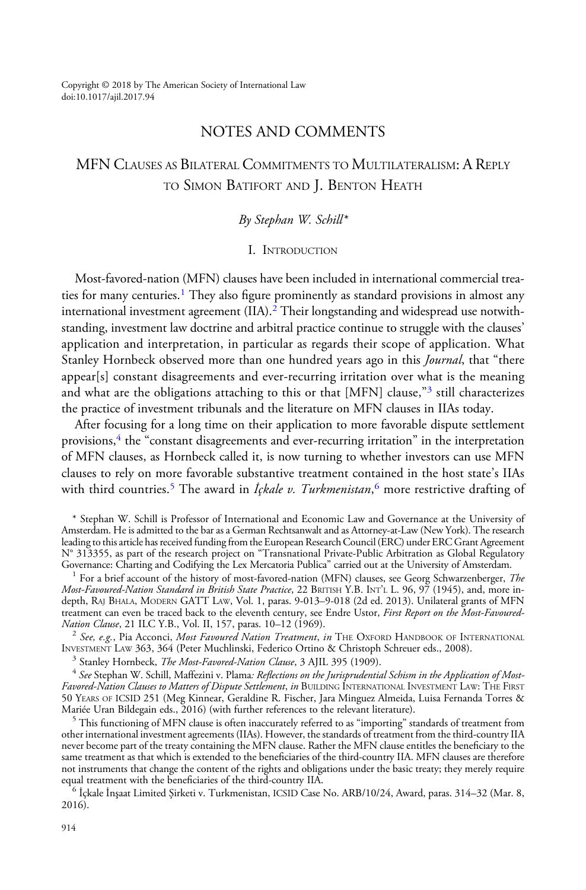Copyright © 2018 by The American Society of International Law
doi:10.1017/ajil.2017.94

# NOTES AND COMMENTS

## MFN Clauses as Bilateral Commitments to Multilateralism: A Reply to Simon Batifort and J. Benton Heath

*By Stephan W. Schill**

### I. Introduction

Most-favored-nation (MFN) clauses have been included in international commercial treaties for many centuries.[1] They also figure prominently as standard provisions in almost any international investment agreement (IIA).[2] Their longstanding and widespread use notwithstanding, investment law doctrine and arbitral practice continue to struggle with the clauses' application and interpretation, in particular as regards their scope of application. What Stanley Hornbeck observed more than one hundred years ago in this *Journal*, that "there appear[s] constant disagreements and ever-recurring irritation over what is the meaning and what are the obligations attaching to this or that [MFN] clause,"[3] still characterizes the practice of investment tribunals and the literature on MFN clauses in IIAs today.

After focusing for a long time on their application to more favorable dispute settlement provisions,[4] the "constant disagreements and ever-recurring irritation" in the interpretation of MFN clauses, as Hornbeck called it, is now turning to whether investors can use MFN clauses to rely on more favorable substantive treatment contained in the host state's IIAs with third countries.[5] The award in *İçkale v. Turkmenistan*,[6] more restrictive drafting of

---

\* Stephan W. Schill is Professor of International and Economic Law and Governance at the University of Amsterdam. He is admitted to the bar as a German Rechtsanwalt and as Attorney-at-Law (New York). The research leading to this article has received funding from the European Research Council (ERC) under ERC Grant Agreement N° 313355, as part of the research project on "Transnational Private-Public Arbitration as Global Regulatory Governance: Charting and Codifying the Lex Mercatoria Publica" carried out at the University of Amsterdam.

[1] For a brief account of the history of most-favored-nation (MFN) clauses, see Georg Schwarzenberger, *The Most-Favoured-Nation Standard in British State Practice*, 22 British Y.B. Int'l L. 96, 97 (1945), and, more in-depth, Raj Bhala, Modern GATT Law, Vol. 1, paras. 9-013–9-018 (2d ed. 2013). Unilateral grants of MFN treatment can even be traced back to the eleventh century, see Endre Ustor, *First Report on the Most-Favoured-Nation Clause*, 21 ILC Y.B., Vol. II, 157, paras. 10–12 (1969).

[2] *See, e.g.*, Pia Acconci, *Most Favoured Nation Treatment*, *in* The Oxford Handbook of International Investment Law 363, 364 (Peter Muchlinski, Federico Ortino & Christoph Schreuer eds., 2008).

[3] Stanley Hornbeck, *The Most-Favored-Nation Clause*, 3 AJIL 395 (1909).

[4] *See* Stephan W. Schill, Maffezini v. Plama*: Reflections on the Jurisprudential Schism in the Application of Most-Favored-Nation Clauses to Matters of Dispute Settlement*, *in* Building International Investment Law: The First 50 Years of ICSID 251 (Meg Kinnear, Geraldine R. Fischer, Jara Minguez Almeida, Luisa Fernanda Torres & Mariée Uran Bildegain eds., 2016) (with further references to the relevant literature).

[5] This functioning of MFN clause is often inaccurately referred to as "importing" standards of treatment from other international investment agreements (IIAs). However, the standards of treatment from the third-country IIA never become part of the treaty containing the MFN clause. Rather the MFN clause entitles the beneficiary to the same treatment as that which is extended to the beneficiaries of the third-country IIA. MFN clauses are therefore not instruments that change the content of the rights and obligations under the basic treaty; they merely require equal treatment with the beneficiaries of the third-country IIA.

[6] İçkale İnşaat Limited Şirketi v. Turkmenistan, ICSID Case No. ARB/10/24, Award, paras. 314–32 (Mar. 8, 2016).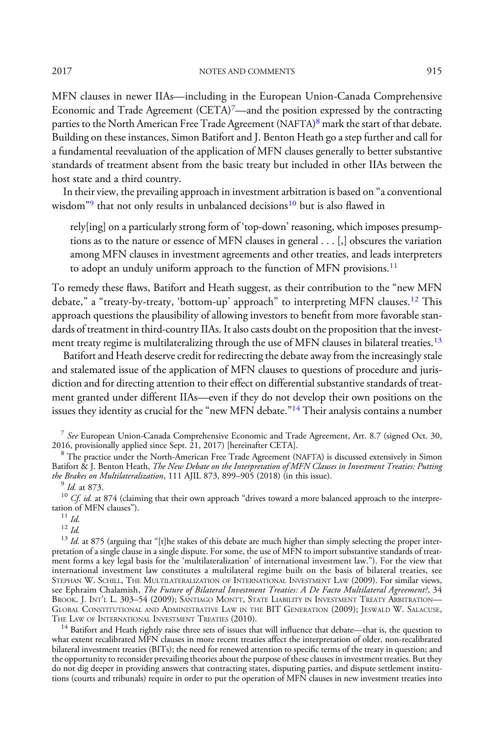MFN clauses in newer IIAs—including in the European Union-Canada Comprehensive Economic and Trade Agreement (CETA)[7]—and the position expressed by the contracting parties to the North American Free Trade Agreement (NAFTA)[8] mark the start of that debate. Building on these instances, Simon Batifort and J. Benton Heath go a step further and call for a fundamental reevaluation of the application of MFN clauses generally to better substantive standards of treatment absent from the basic treaty but included in other IIAs between the host state and a third country.

In their view, the prevailing approach in investment arbitration is based on "a conventional wisdom"[9] that not only results in unbalanced decisions[10] but is also flawed in

> rely[ing] on a particularly strong form of 'top-down' reasoning, which imposes presumptions as to the nature or essence of MFN clauses in general . . . [,] obscures the variation among MFN clauses in investment agreements and other treaties, and leads interpreters to adopt an unduly uniform approach to the function of MFN provisions.[11]

To remedy these flaws, Batifort and Heath suggest, as their contribution to the "new MFN debate," a "treaty-by-treaty, 'bottom-up' approach" to interpreting MFN clauses.[12] This approach questions the plausibility of allowing investors to benefit from more favorable standards of treatment in third-country IIAs. It also casts doubt on the proposition that the investment treaty regime is multilateralizing through the use of MFN clauses in bilateral treaties.[13]

Batifort and Heath deserve credit for redirecting the debate away from the increasingly stale and stalemated issue of the application of MFN clauses to questions of procedure and jurisdiction and for directing attention to their effect on differential substantive standards of treatment granted under different IIAs—even if they do not develop their own positions on the issues they identity as crucial for the "new MFN debate."[14] Their analysis contains a number

[7] *See* European Union-Canada Comprehensive Economic and Trade Agreement, Art. 8.7 (signed Oct. 30, 2016, provisionally applied since Sept. 21, 2017) [hereinafter CETA].

[8] The practice under the North-American Free Trade Agreement (NAFTA) is discussed extensively in Simon Batifort & J. Benton Heath, *The New Debate on the Interpretation of MFN Clauses in Investment Treaties: Putting the Brakes on Multilateralization*, 111 AJIL 873, 899–905 (2018) (in this issue).

[9] *Id.* at 873.

[10] *Cf. id.* at 874 (claiming that their own approach "drives toward a more balanced approach to the interpretation of MFN clauses").

[11] *Id.*

[12] *Id.*

[13] *Id.* at 875 (arguing that "[t]he stakes of this debate are much higher than simply selecting the proper interpretation of a single clause in a single dispute. For some, the use of MFN to import substantive standards of treatment forms a key legal basis for the 'multilateralization' of international investment law."). For the view that international investment law constitutes a multilateral regime built on the basis of bilateral treaties, see STEPHAN W. SCHILL, THE MULTILATERALIZATION OF INTERNATIONAL INVESTMENT LAW (2009). For similar views, see Ephraim Chalamish, *The Future of Bilateral Investment Treaties: A De Facto Multilateral Agreement?*, 34 BROOK. J. INT'L L. 303–54 (2009); SANTIAGO MONTT, STATE LIABILITY IN INVESTMENT TREATY ARBITRATION—GLOBAL CONSTITUTIONAL AND ADMINISTRATIVE LAW IN THE BIT GENERATION (2009); JESWALD W. SALACUSE, THE LAW OF INTERNATIONAL INVESTMENT TREATIES (2010).

[14] Batifort and Heath rightly raise three sets of issues that will influence that debate—that is, the question to what extent recalibrated MFN clauses in more recent treaties affect the interpretation of older, non-recalibrated bilateral investment treaties (BITs); the need for renewed attention to specific terms of the treaty in question; and the opportunity to reconsider prevailing theories about the purpose of these clauses in investment treaties. But they do not dig deeper in providing answers that contracting states, disputing parties, and dispute settlement institutions (courts and tribunals) require in order to put the operation of MFN clauses in new investment treaties into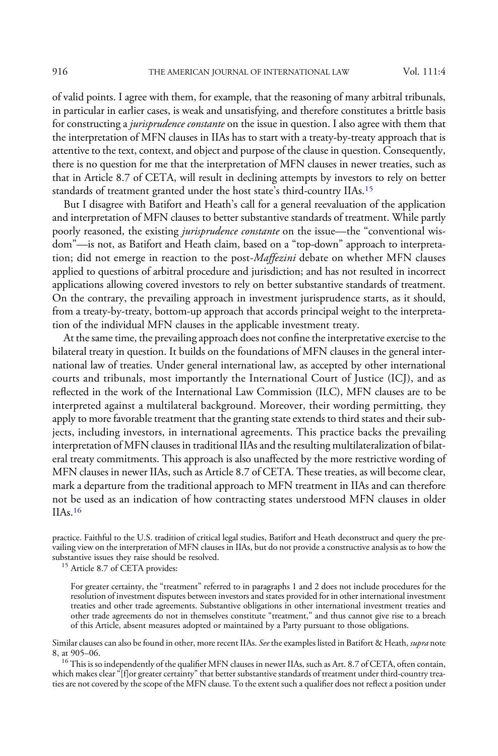of valid points. I agree with them, for example, that the reasoning of many arbitral tribunals, in particular in earlier cases, is weak and unsatisfying, and therefore constitutes a brittle basis for constructing a *jurisprudence constante* on the issue in question. I also agree with them that the interpretation of MFN clauses in IIAs has to start with a treaty-by-treaty approach that is attentive to the text, context, and object and purpose of the clause in question. Consequently, there is no question for me that the interpretation of MFN clauses in newer treaties, such as that in Article 8.7 of CETA, will result in declining attempts by investors to rely on better standards of treatment granted under the host state's third-country IIAs.[15]

But I disagree with Batifort and Heath's call for a general reevaluation of the application and interpretation of MFN clauses to better substantive standards of treatment. While partly poorly reasoned, the existing *jurisprudence constante* on the issue—the "conventional wisdom"—is not, as Batifort and Heath claim, based on a "top-down" approach to interpretation; did not emerge in reaction to the post-*Maffezini* debate on whether MFN clauses applied to questions of arbitral procedure and jurisdiction; and has not resulted in incorrect applications allowing covered investors to rely on better substantive standards of treatment. On the contrary, the prevailing approach in investment jurisprudence starts, as it should, from a treaty-by-treaty, bottom-up approach that accords principal weight to the interpretation of the individual MFN clauses in the applicable investment treaty.

At the same time, the prevailing approach does not confine the interpretative exercise to the bilateral treaty in question. It builds on the foundations of MFN clauses in the general international law of treaties. Under general international law, as accepted by other international courts and tribunals, most importantly the International Court of Justice (ICJ), and as reflected in the work of the International Law Commission (ILC), MFN clauses are to be interpreted against a multilateral background. Moreover, their wording permitting, they apply to more favorable treatment that the granting state extends to third states and their subjects, including investors, in international agreements. This practice backs the prevailing interpretation of MFN clauses in traditional IIAs and the resulting multilateralization of bilateral treaty commitments. This approach is also unaffected by the more restrictive wording of MFN clauses in newer IIAs, such as Article 8.7 of CETA. These treaties, as will become clear, mark a departure from the traditional approach to MFN treatment in IIAs and can therefore not be used as an indication of how contracting states understood MFN clauses in older IIAs.[16]

practice. Faithful to the U.S. tradition of critical legal studies, Batifort and Heath deconstruct and query the prevailing view on the interpretation of MFN clauses in IIAs, but do not provide a constructive analysis as to how the substantive issues they raise should be resolved.

[15] Article 8.7 of CETA provides:

> For greater certainty, the "treatment" referred to in paragraphs 1 and 2 does not include procedures for the resolution of investment disputes between investors and states provided for in other international investment treaties and other trade agreements. Substantive obligations in other international investment treaties and other trade agreements do not in themselves constitute "treatment," and thus cannot give rise to a breach of this Article, absent measures adopted or maintained by a Party pursuant to those obligations.

Similar clauses can also be found in other, more recent IIAs. *See* the examples listed in Batifort & Heath, *supra* note 8, at 905–06.

[16] This is so independently of the qualifier MFN clauses in newer IIAs, such as Art. 8.7 of CETA, often contain, which makes clear "[f]or greater certainty" that better substantive standards of treatment under third-country treaties are not covered by the scope of the MFN clause. To the extent such a qualifier does not reflect a position under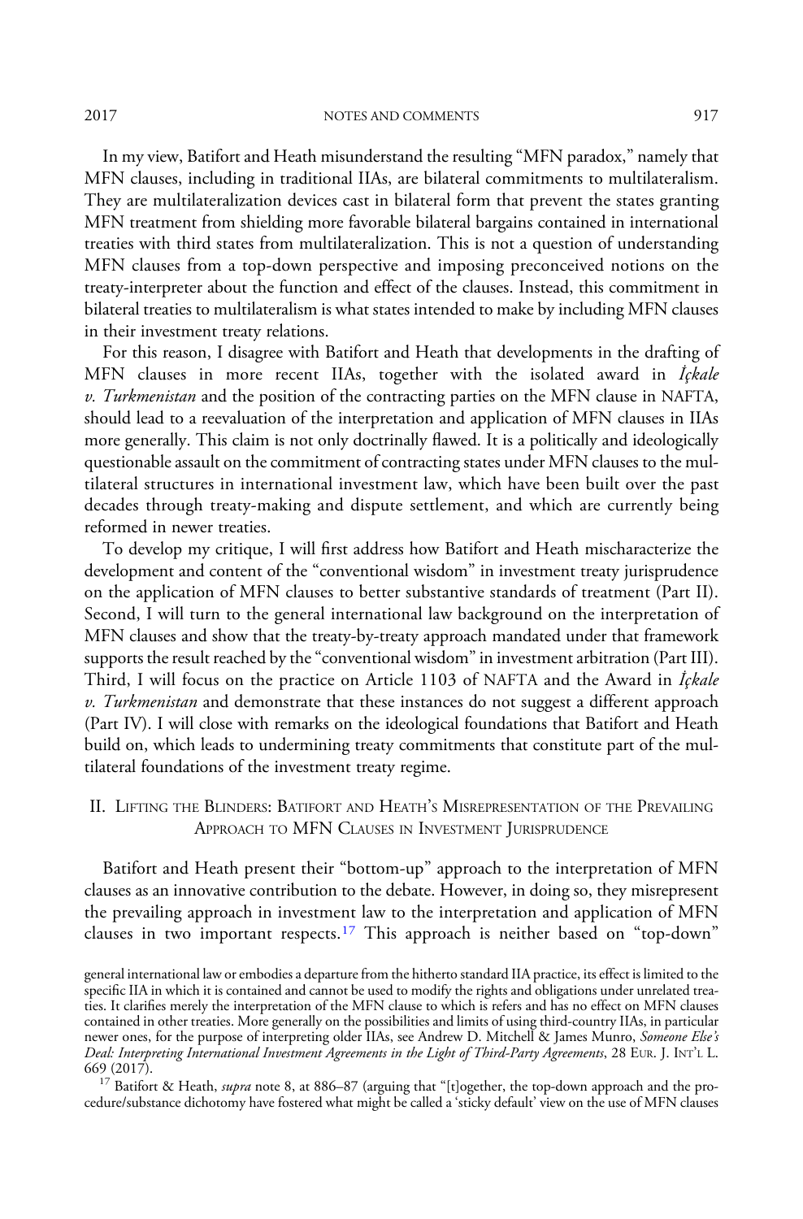In my view, Batifort and Heath misunderstand the resulting "MFN paradox," namely that MFN clauses, including in traditional IIAs, are bilateral commitments to multilateralism. They are multilateralization devices cast in bilateral form that prevent the states granting MFN treatment from shielding more favorable bilateral bargains contained in international treaties with third states from multilateralization. This is not a question of understanding MFN clauses from a top-down perspective and imposing preconceived notions on the treaty-interpreter about the function and effect of the clauses. Instead, this commitment in bilateral treaties to multilateralism is what states intended to make by including MFN clauses in their investment treaty relations.

For this reason, I disagree with Batifort and Heath that developments in the drafting of MFN clauses in more recent IIAs, together with the isolated award in *İçkale v. Turkmenistan* and the position of the contracting parties on the MFN clause in NAFTA, should lead to a reevaluation of the interpretation and application of MFN clauses in IIAs more generally. This claim is not only doctrinally flawed. It is a politically and ideologically questionable assault on the commitment of contracting states under MFN clauses to the multilateral structures in international investment law, which have been built over the past decades through treaty-making and dispute settlement, and which are currently being reformed in newer treaties.

To develop my critique, I will first address how Batifort and Heath mischaracterize the development and content of the "conventional wisdom" in investment treaty jurisprudence on the application of MFN clauses to better substantive standards of treatment (Part II). Second, I will turn to the general international law background on the interpretation of MFN clauses and show that the treaty-by-treaty approach mandated under that framework supports the result reached by the "conventional wisdom" in investment arbitration (Part III). Third, I will focus on the practice on Article 1103 of NAFTA and the Award in *İçkale v. Turkmenistan* and demonstrate that these instances do not suggest a different approach (Part IV). I will close with remarks on the ideological foundations that Batifort and Heath build on, which leads to undermining treaty commitments that constitute part of the multilateral foundations of the investment treaty regime.

## II. Lifting the Blinders: Batifort and Heath's Misrepresentation of the Prevailing Approach to MFN Clauses in Investment Jurisprudence

Batifort and Heath present their "bottom-up" approach to the interpretation of MFN clauses as an innovative contribution to the debate. However, in doing so, they misrepresent the prevailing approach in investment law to the interpretation and application of MFN clauses in two important respects.[17] This approach is neither based on "top-down"

general international law or embodies a departure from the hitherto standard IIA practice, its effect is limited to the specific IIA in which it is contained and cannot be used to modify the rights and obligations under unrelated treaties. It clarifies merely the interpretation of the MFN clause to which is refers and has no effect on MFN clauses contained in other treaties. More generally on the possibilities and limits of using third-country IIAs, in particular newer ones, for the purpose of interpreting older IIAs, see Andrew D. Mitchell & James Munro, *Someone Else's Deal: Interpreting International Investment Agreements in the Light of Third-Party Agreements*, 28 Eur. J. Int'l L. 669 (2017).

[17] Batifort & Heath, *supra* note 8, at 886–87 (arguing that "[t]ogether, the top-down approach and the procedure/substance dichotomy have fostered what might be called a 'sticky default' view on the use of MFN clauses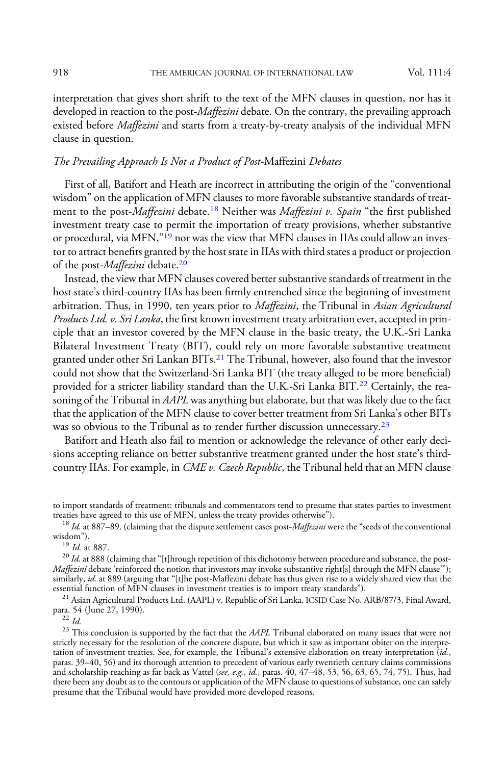interpretation that gives short shrift to the text of the MFN clauses in question, nor has it developed in reaction to the post-*Maffezini* debate. On the contrary, the prevailing approach existed before *Maffezini* and starts from a treaty-by-treaty analysis of the individual MFN clause in question.

### *The Prevailing Approach Is Not a Product of Post-*Maffezini *Debates*

First of all, Batifort and Heath are incorrect in attributing the origin of the "conventional wisdom" on the application of MFN clauses to more favorable substantive standards of treatment to the post-*Maffezini* debate.[18] Neither was *Maffezini v. Spain* "the first published investment treaty case to permit the importation of treaty provisions, whether substantive or procedural, via MFN,"[19] nor was the view that MFN clauses in IIAs could allow an investor to attract benefits granted by the host state in IIAs with third states a product or projection of the post-*Maffezini* debate.[20]

Instead, the view that MFN clauses covered better substantive standards of treatment in the host state's third-country IIAs has been firmly entrenched since the beginning of investment arbitration. Thus, in 1990, ten years prior to *Maffezini*, the Tribunal in *Asian Agricultural Products Ltd. v. Sri Lanka*, the first known investment treaty arbitration ever, accepted in principle that an investor covered by the MFN clause in the basic treaty, the U.K.-Sri Lanka Bilateral Investment Treaty (BIT), could rely on more favorable substantive treatment granted under other Sri Lankan BITs.[21] The Tribunal, however, also found that the investor could not show that the Switzerland-Sri Lanka BIT (the treaty alleged to be more beneficial) provided for a stricter liability standard than the U.K.-Sri Lanka BIT.[22] Certainly, the reasoning of the Tribunal in *AAPL* was anything but elaborate, but that was likely due to the fact that the application of the MFN clause to cover better treatment from Sri Lanka's other BITs was so obvious to the Tribunal as to render further discussion unnecessary.[23]

Batifort and Heath also fail to mention or acknowledge the relevance of other early decisions accepting reliance on better substantive treatment granted under the host state's third-country IIAs. For example, in *CME v. Czech Republic*, the Tribunal held that an MFN clause

---

to import standards of treatment: tribunals and commentators tend to presume that states parties to investment treaties have agreed to this use of MFN, unless the treaty provides otherwise").

[18] *Id.* at 887–89. (claiming that the dispute settlement cases post-*Maffezini* were the "seeds of the conventional wisdom").

[19] *Id.* at 887.

[20] *Id.* at 888 (claiming that "[t]hrough repetition of this dichotomy between procedure and substance, the post-*Maffezini* debate 'reinforced the notion that investors may invoke substantive right[s] through the MFN clause'"); similarly, *id.* at 889 (arguing that "[t]he post-Maffezini debate has thus given rise to a widely shared view that the essential function of MFN clauses in investment treaties is to import treaty standards").

[21] Asian Agricultural Products Ltd. (AAPL) v. Republic of Sri Lanka, ICSID Case No. ARB/87/3, Final Award, para. 54 (June 27, 1990).

[22] *Id.*

[23] This conclusion is supported by the fact that the *AAPL* Tribunal elaborated on many issues that were not strictly necessary for the resolution of the concrete dispute, but which it saw as important obiter on the interpretation of investment treaties. See, for example, the Tribunal's extensive elaboration on treaty interpretation (*id.*, paras. 39–40, 56) and its thorough attention to precedent of various early twentieth century claims commissions and scholarship reaching as far back as Vattel (*see, e.g.*, *id.*, paras. 40, 47–48, 53, 56, 63, 65, 74, 75). Thus, had there been any doubt as to the contours or application of the MFN clause to questions of substance, one can safely presume that the Tribunal would have provided more developed reasons.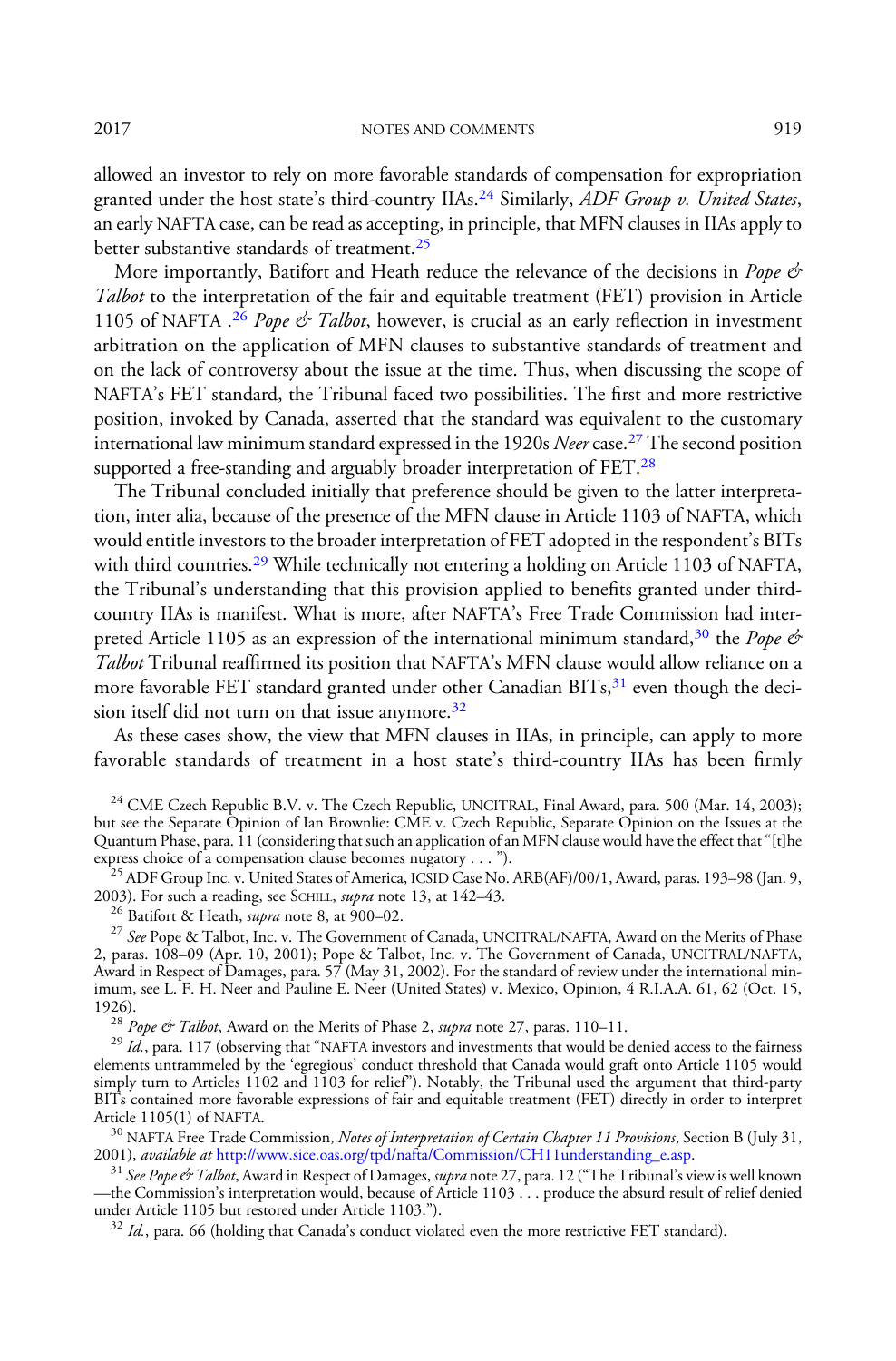allowed an investor to rely on more favorable standards of compensation for expropriation granted under the host state's third-country IIAs.[24] Similarly, *ADF Group v. United States*, an early NAFTA case, can be read as accepting, in principle, that MFN clauses in IIAs apply to better substantive standards of treatment.[25]

More importantly, Batifort and Heath reduce the relevance of the decisions in *Pope & Talbot* to the interpretation of the fair and equitable treatment (FET) provision in Article 1105 of NAFTA .[26] *Pope & Talbot*, however, is crucial as an early reflection in investment arbitration on the application of MFN clauses to substantive standards of treatment and on the lack of controversy about the issue at the time. Thus, when discussing the scope of NAFTA's FET standard, the Tribunal faced two possibilities. The first and more restrictive position, invoked by Canada, asserted that the standard was equivalent to the customary international law minimum standard expressed in the 1920s *Neer* case.[27] The second position supported a free-standing and arguably broader interpretation of FET.[28]

The Tribunal concluded initially that preference should be given to the latter interpretation, inter alia, because of the presence of the MFN clause in Article 1103 of NAFTA, which would entitle investors to the broader interpretation of FET adopted in the respondent's BITs with third countries.[29] While technically not entering a holding on Article 1103 of NAFTA, the Tribunal's understanding that this provision applied to benefits granted under third-country IIAs is manifest. What is more, after NAFTA's Free Trade Commission had interpreted Article 1105 as an expression of the international minimum standard,[30] the *Pope & Talbot* Tribunal reaffirmed its position that NAFTA's MFN clause would allow reliance on a more favorable FET standard granted under other Canadian BITs,[31] even though the decision itself did not turn on that issue anymore.[32]

As these cases show, the view that MFN clauses in IIAs, in principle, can apply to more favorable standards of treatment in a host state's third-country IIAs has been firmly

[24] CME Czech Republic B.V. v. The Czech Republic, UNCITRAL, Final Award, para. 500 (Mar. 14, 2003); but see the Separate Opinion of Ian Brownlie: CME v. Czech Republic, Separate Opinion on the Issues at the Quantum Phase, para. 11 (considering that such an application of an MFN clause would have the effect that "[t]he express choice of a compensation clause becomes nugatory . . . ").

[25] ADF Group Inc. v. United States of America, ICSID Case No. ARB(AF)/00/1, Award, paras. 193–98 (Jan. 9, 2003). For such a reading, see SCHILL, *supra* note 13, at 142–43.

[26] Batifort & Heath, *supra* note 8, at 900–02.

[27] *See* Pope & Talbot, Inc. v. The Government of Canada, UNCITRAL/NAFTA, Award on the Merits of Phase 2, paras. 108–09 (Apr. 10, 2001); Pope & Talbot, Inc. v. The Government of Canada, UNCITRAL/NAFTA, Award in Respect of Damages, para. 57 (May 31, 2002). For the standard of review under the international minimum, see L. F. H. Neer and Pauline E. Neer (United States) v. Mexico, Opinion, 4 R.I.A.A. 61, 62 (Oct. 15, 1926).

[28] *Pope & Talbot*, Award on the Merits of Phase 2, *supra* note 27, paras. 110–11.

[29] *Id.*, para. 117 (observing that "NAFTA investors and investments that would be denied access to the fairness elements untrammeled by the 'egregious' conduct threshold that Canada would graft onto Article 1105 would simply turn to Articles 1102 and 1103 for relief"). Notably, the Tribunal used the argument that third-party BITs contained more favorable expressions of fair and equitable treatment (FET) directly in order to interpret Article 1105(1) of NAFTA.

[30] NAFTA Free Trade Commission, *Notes of Interpretation of Certain Chapter 11 Provisions*, Section B (July 31, 2001), *available at* http://www.sice.oas.org/tpd/nafta/Commission/CH11understanding_e.asp.

[31] *See Pope & Talbot*, Award in Respect of Damages, *supra* note 27, para. 12 ("The Tribunal's view is well known —the Commission's interpretation would, because of Article 1103 . . . produce the absurd result of relief denied under Article 1105 but restored under Article 1103.").

[32] *Id.*, para. 66 (holding that Canada's conduct violated even the more restrictive FET standard).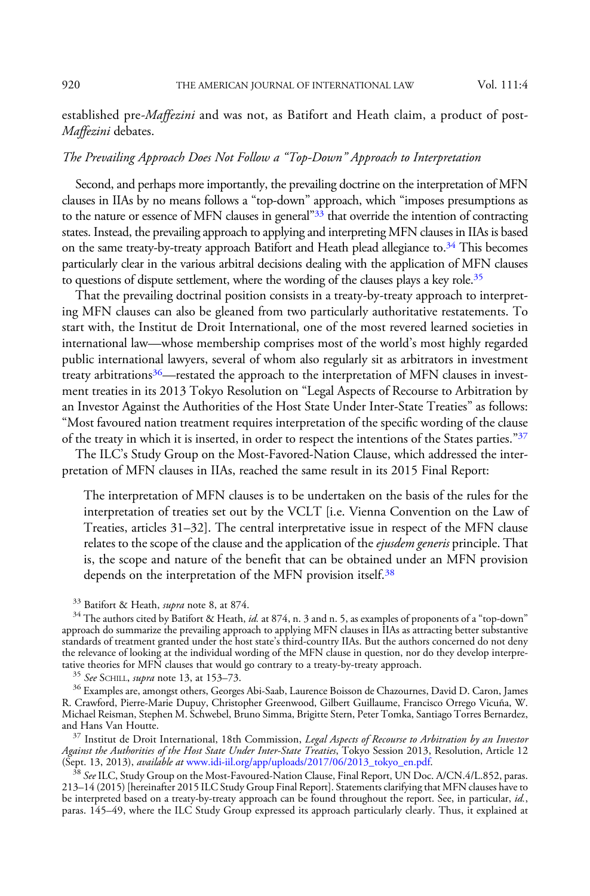established pre-*Maffezini* and was not, as Batifort and Heath claim, a product of post-*Maffezini* debates.

### *The Prevailing Approach Does Not Follow a "Top-Down" Approach to Interpretation*

Second, and perhaps more importantly, the prevailing doctrine on the interpretation of MFN clauses in IIAs by no means follows a "top-down" approach, which "imposes presumptions as to the nature or essence of MFN clauses in general"[33] that override the intention of contracting states. Instead, the prevailing approach to applying and interpreting MFN clauses in IIAs is based on the same treaty-by-treaty approach Batifort and Heath plead allegiance to.[34] This becomes particularly clear in the various arbitral decisions dealing with the application of MFN clauses to questions of dispute settlement, where the wording of the clauses plays a key role.[35]

That the prevailing doctrinal position consists in a treaty-by-treaty approach to interpreting MFN clauses can also be gleaned from two particularly authoritative restatements. To start with, the Institut de Droit International, one of the most revered learned societies in international law—whose membership comprises most of the world's most highly regarded public international lawyers, several of whom also regularly sit as arbitrators in investment treaty arbitrations[36]—restated the approach to the interpretation of MFN clauses in investment treaties in its 2013 Tokyo Resolution on "Legal Aspects of Recourse to Arbitration by an Investor Against the Authorities of the Host State Under Inter-State Treaties" as follows: "Most favoured nation treatment requires interpretation of the specific wording of the clause of the treaty in which it is inserted, in order to respect the intentions of the States parties."[37]

The ILC's Study Group on the Most-Favored-Nation Clause, which addressed the interpretation of MFN clauses in IIAs, reached the same result in its 2015 Final Report:

> The interpretation of MFN clauses is to be undertaken on the basis of the rules for the interpretation of treaties set out by the VCLT [i.e. Vienna Convention on the Law of Treaties, articles 31–32]. The central interpretative issue in respect of the MFN clause relates to the scope of the clause and the application of the *ejusdem generis* principle. That is, the scope and nature of the benefit that can be obtained under an MFN provision depends on the interpretation of the MFN provision itself.[38]

[33] Batifort & Heath, *supra* note 8, at 874.

[34] The authors cited by Batifort & Heath, *id.* at 874, n. 3 and n. 5, as examples of proponents of a "top-down" approach do summarize the prevailing approach to applying MFN clauses in IIAs as attracting better substantive standards of treatment granted under the host state's third-country IIAs. But the authors concerned do not deny the relevance of looking at the individual wording of the MFN clause in question, nor do they develop interpretative theories for MFN clauses that would go contrary to a treaty-by-treaty approach.

[35] *See* SCHILL, *supra* note 13, at 153–73.

[36] Examples are, amongst others, Georges Abi-Saab, Laurence Boisson de Chazournes, David D. Caron, James R. Crawford, Pierre-Marie Dupuy, Christopher Greenwood, Gilbert Guillaume, Francisco Orrego Vicuña, W. Michael Reisman, Stephen M. Schwebel, Bruno Simma, Brigitte Stern, Peter Tomka, Santiago Torres Bernardez, and Hans Van Houtte.

[37] Institut de Droit International, 18th Commission, *Legal Aspects of Recourse to Arbitration by an Investor Against the Authorities of the Host State Under Inter-State Treaties*, Tokyo Session 2013, Resolution, Article 12 (Sept. 13, 2013), *available at* www.idi-iil.org/app/uploads/2017/06/2013_tokyo_en.pdf.

[38] *See* ILC, Study Group on the Most-Favoured-Nation Clause, Final Report, UN Doc. A/CN.4/L.852, paras. 213–14 (2015) [hereinafter 2015 ILC Study Group Final Report]. Statements clarifying that MFN clauses have to be interpreted based on a treaty-by-treaty approach can be found throughout the report. See, in particular, *id.*, paras. 145–49, where the ILC Study Group expressed its approach particularly clearly. Thus, it explained at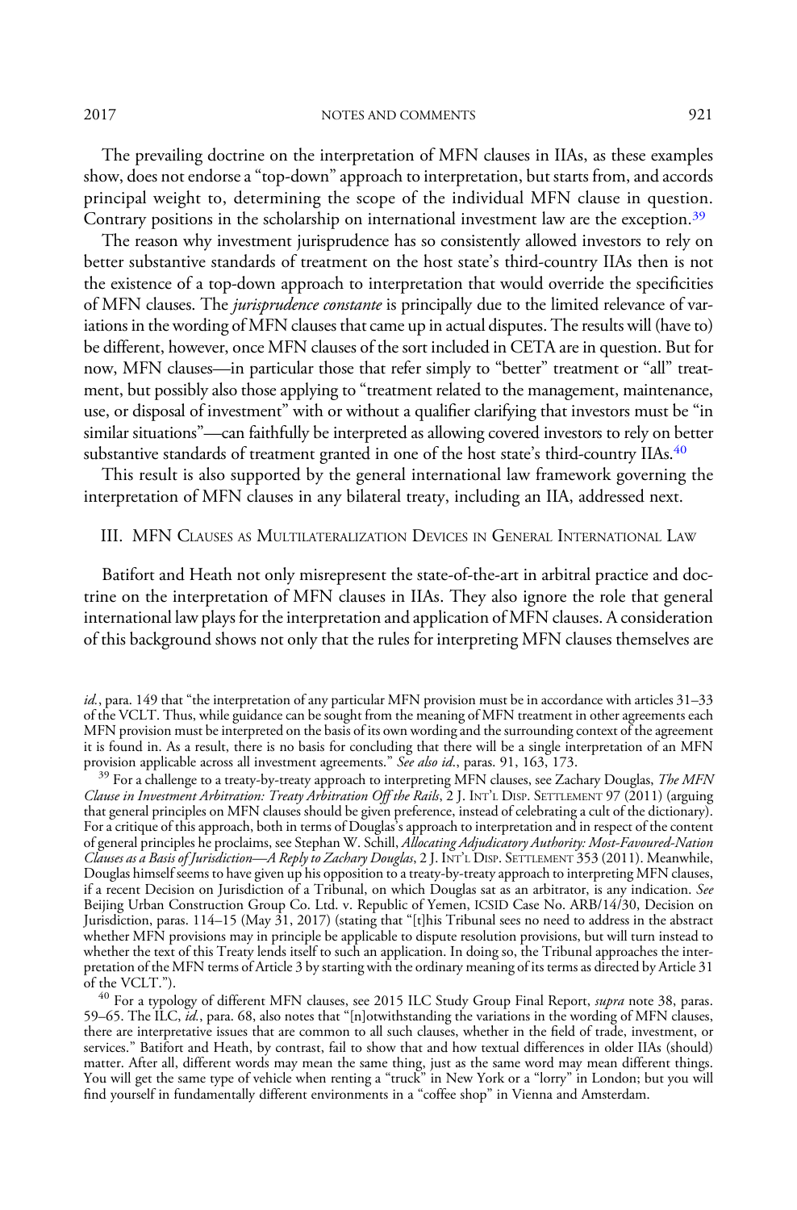The prevailing doctrine on the interpretation of MFN clauses in IIAs, as these examples show, does not endorse a "top-down" approach to interpretation, but starts from, and accords principal weight to, determining the scope of the individual MFN clause in question. Contrary positions in the scholarship on international investment law are the exception.[39]

The reason why investment jurisprudence has so consistently allowed investors to rely on better substantive standards of treatment on the host state's third-country IIAs then is not the existence of a top-down approach to interpretation that would override the specificities of MFN clauses. The *jurisprudence constante* is principally due to the limited relevance of variations in the wording of MFN clauses that came up in actual disputes. The results will (have to) be different, however, once MFN clauses of the sort included in CETA are in question. But for now, MFN clauses—in particular those that refer simply to "better" treatment or "all" treatment, but possibly also those applying to "treatment related to the management, maintenance, use, or disposal of investment" with or without a qualifier clarifying that investors must be "in similar situations"—can faithfully be interpreted as allowing covered investors to rely on better substantive standards of treatment granted in one of the host state's third-country IIAs.[40]

This result is also supported by the general international law framework governing the interpretation of MFN clauses in any bilateral treaty, including an IIA, addressed next.

## III. MFN Clauses as Multilateralization Devices in General International Law

Batifort and Heath not only misrepresent the state-of-the-art in arbitral practice and doctrine on the interpretation of MFN clauses in IIAs. They also ignore the role that general international law plays for the interpretation and application of MFN clauses. A consideration of this background shows not only that the rules for interpreting MFN clauses themselves are

*id.*, para. 149 that "the interpretation of any particular MFN provision must be in accordance with articles 31–33 of the VCLT. Thus, while guidance can be sought from the meaning of MFN treatment in other agreements each MFN provision must be interpreted on the basis of its own wording and the surrounding context of the agreement it is found in. As a result, there is no basis for concluding that there will be a single interpretation of an MFN provision applicable across all investment agreements." *See also id.*, paras. 91, 163, 173.

[39] For a challenge to a treaty-by-treaty approach to interpreting MFN clauses, see Zachary Douglas, *The MFN Clause in Investment Arbitration: Treaty Arbitration Off the Rails*, 2 J. Int'l Disp. Settlement 97 (2011) (arguing that general principles on MFN clauses should be given preference, instead of celebrating a cult of the dictionary). For a critique of this approach, both in terms of Douglas's approach to interpretation and in respect of the content of general principles he proclaims, see Stephan W. Schill, *Allocating Adjudicatory Authority: Most-Favoured-Nation Clauses as a Basis of Jurisdiction—A Reply to Zachary Douglas*, 2 J. Int'l Disp. Settlement 353 (2011). Meanwhile, Douglas himself seems to have given up his opposition to a treaty-by-treaty approach to interpreting MFN clauses, if a recent Decision on Jurisdiction of a Tribunal, on which Douglas sat as an arbitrator, is any indication. *See* Beijing Urban Construction Group Co. Ltd. v. Republic of Yemen, ICSID Case No. ARB/14/30, Decision on Jurisdiction, paras. 114–15 (May 31, 2017) (stating that "[t]his Tribunal sees no need to address in the abstract whether MFN provisions may in principle be applicable to dispute resolution provisions, but will turn instead to whether the text of this Treaty lends itself to such an application. In doing so, the Tribunal approaches the interpretation of the MFN terms of Article 3 by starting with the ordinary meaning of its terms as directed by Article 31 of the VCLT.").

[40] For a typology of different MFN clauses, see 2015 ILC Study Group Final Report, *supra* note 38, paras. 59–65. The ILC, *id.*, para. 68, also notes that "[n]otwithstanding the variations in the wording of MFN clauses, there are interpretative issues that are common to all such clauses, whether in the field of trade, investment, or services." Batifort and Heath, by contrast, fail to show that and how textual differences in older IIAs (should) matter. After all, different words may mean the same thing, just as the same word may mean different things. You will get the same type of vehicle when renting a "truck" in New York or a "lorry" in London; but you will find yourself in fundamentally different environments in a "coffee shop" in Vienna and Amsterdam.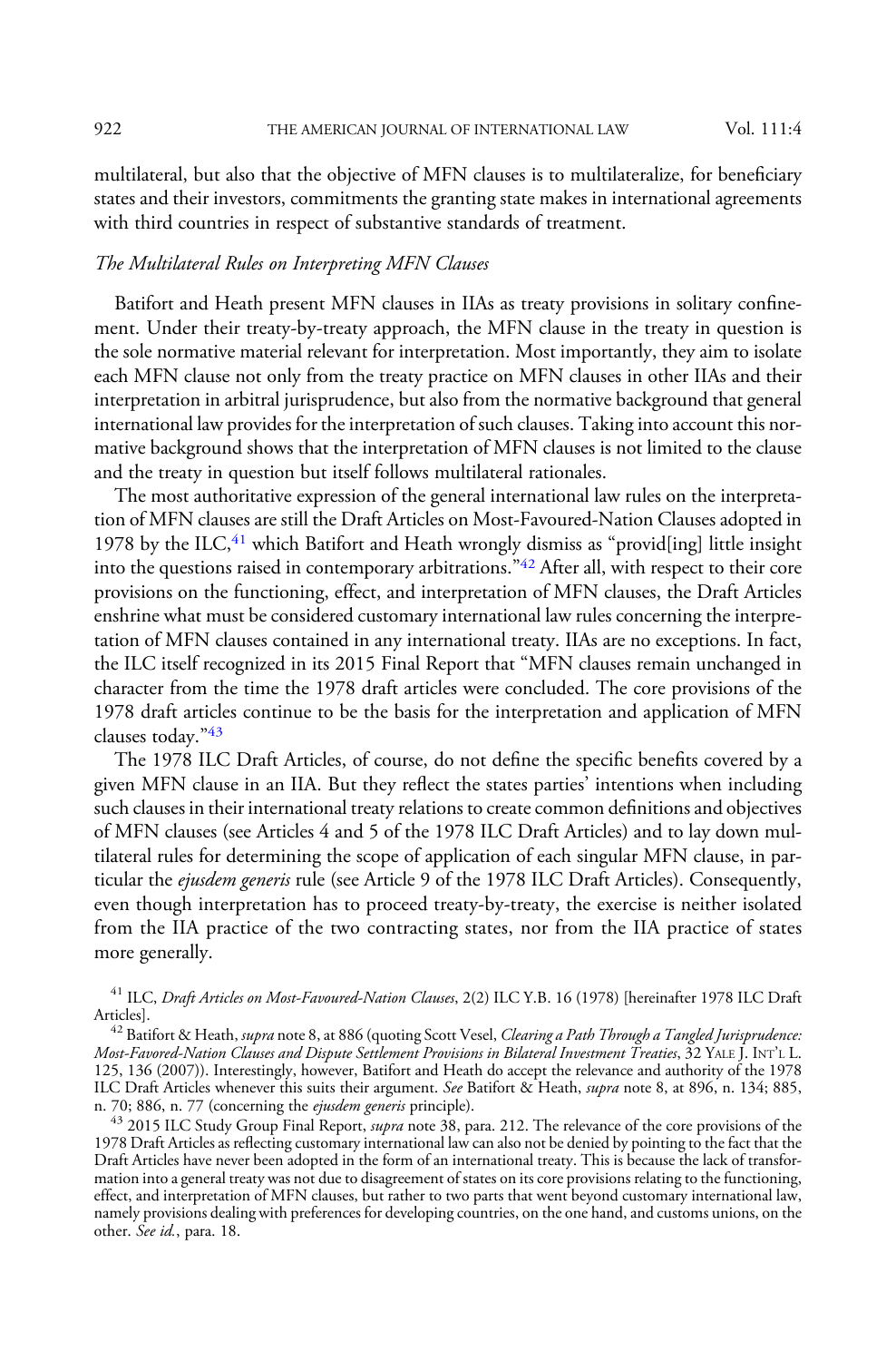multilateral, but also that the objective of MFN clauses is to multilateralize, for beneficiary states and their investors, commitments the granting state makes in international agreements with third countries in respect of substantive standards of treatment.

### *The Multilateral Rules on Interpreting MFN Clauses*

Batifort and Heath present MFN clauses in IIAs as treaty provisions in solitary confinement. Under their treaty-by-treaty approach, the MFN clause in the treaty in question is the sole normative material relevant for interpretation. Most importantly, they aim to isolate each MFN clause not only from the treaty practice on MFN clauses in other IIAs and their interpretation in arbitral jurisprudence, but also from the normative background that general international law provides for the interpretation of such clauses. Taking into account this normative background shows that the interpretation of MFN clauses is not limited to the clause and the treaty in question but itself follows multilateral rationales.

The most authoritative expression of the general international law rules on the interpretation of MFN clauses are still the Draft Articles on Most-Favoured-Nation Clauses adopted in 1978 by the ILC,[41] which Batifort and Heath wrongly dismiss as "provid[ing] little insight into the questions raised in contemporary arbitrations."[42] After all, with respect to their core provisions on the functioning, effect, and interpretation of MFN clauses, the Draft Articles enshrine what must be considered customary international law rules concerning the interpretation of MFN clauses contained in any international treaty. IIAs are no exceptions. In fact, the ILC itself recognized in its 2015 Final Report that "MFN clauses remain unchanged in character from the time the 1978 draft articles were concluded. The core provisions of the 1978 draft articles continue to be the basis for the interpretation and application of MFN clauses today."[43]

The 1978 ILC Draft Articles, of course, do not define the specific benefits covered by a given MFN clause in an IIA. But they reflect the states parties' intentions when including such clauses in their international treaty relations to create common definitions and objectives of MFN clauses (see Articles 4 and 5 of the 1978 ILC Draft Articles) and to lay down multilateral rules for determining the scope of application of each singular MFN clause, in particular the *ejusdem generis* rule (see Article 9 of the 1978 ILC Draft Articles). Consequently, even though interpretation has to proceed treaty-by-treaty, the exercise is neither isolated from the IIA practice of the two contracting states, nor from the IIA practice of states more generally.

[41] ILC, *Draft Articles on Most-Favoured-Nation Clauses*, 2(2) ILC Y.B. 16 (1978) [hereinafter 1978 ILC Draft Articles].

[42] Batifort & Heath, *supra* note 8, at 886 (quoting Scott Vesel, *Clearing a Path Through a Tangled Jurisprudence: Most-Favored-Nation Clauses and Dispute Settlement Provisions in Bilateral Investment Treaties*, 32 YALE J. INT'L L. 125, 136 (2007)). Interestingly, however, Batifort and Heath do accept the relevance and authority of the 1978 ILC Draft Articles whenever this suits their argument. *See* Batifort & Heath, *supra* note 8, at 896, n. 134; 885, n. 70; 886, n. 77 (concerning the *ejusdem generis* principle).

[43] 2015 ILC Study Group Final Report, *supra* note 38, para. 212. The relevance of the core provisions of the 1978 Draft Articles as reflecting customary international law can also not be denied by pointing to the fact that the Draft Articles have never been adopted in the form of an international treaty. This is because the lack of transformation into a general treaty was not due to disagreement of states on its core provisions relating to the functioning, effect, and interpretation of MFN clauses, but rather to two parts that went beyond customary international law, namely provisions dealing with preferences for developing countries, on the one hand, and customs unions, on the other. *See id.*, para. 18.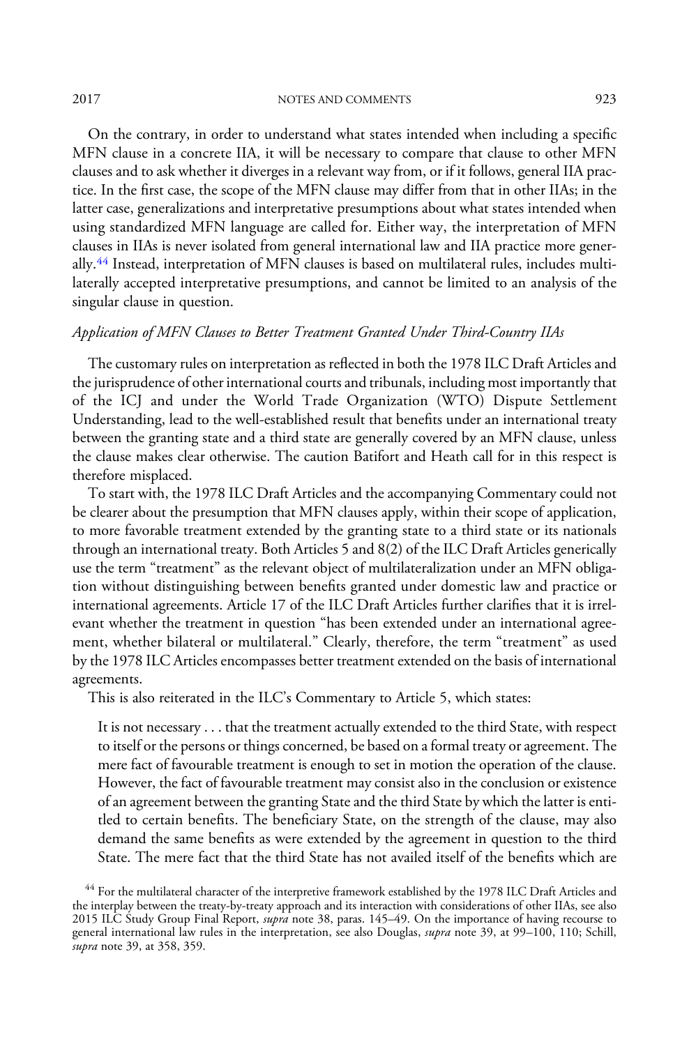On the contrary, in order to understand what states intended when including a specific MFN clause in a concrete IIA, it will be necessary to compare that clause to other MFN clauses and to ask whether it diverges in a relevant way from, or if it follows, general IIA practice. In the first case, the scope of the MFN clause may differ from that in other IIAs; in the latter case, generalizations and interpretative presumptions about what states intended when using standardized MFN language are called for. Either way, the interpretation of MFN clauses in IIAs is never isolated from general international law and IIA practice more generally.[44] Instead, interpretation of MFN clauses is based on multilateral rules, includes multilaterally accepted interpretative presumptions, and cannot be limited to an analysis of the singular clause in question.

### *Application of MFN Clauses to Better Treatment Granted Under Third-Country IIAs*

The customary rules on interpretation as reflected in both the 1978 ILC Draft Articles and the jurisprudence of other international courts and tribunals, including most importantly that of the ICJ and under the World Trade Organization (WTO) Dispute Settlement Understanding, lead to the well-established result that benefits under an international treaty between the granting state and a third state are generally covered by an MFN clause, unless the clause makes clear otherwise. The caution Batifort and Heath call for in this respect is therefore misplaced.

To start with, the 1978 ILC Draft Articles and the accompanying Commentary could not be clearer about the presumption that MFN clauses apply, within their scope of application, to more favorable treatment extended by the granting state to a third state or its nationals through an international treaty. Both Articles 5 and 8(2) of the ILC Draft Articles generically use the term "treatment" as the relevant object of multilateralization under an MFN obligation without distinguishing between benefits granted under domestic law and practice or international agreements. Article 17 of the ILC Draft Articles further clarifies that it is irrelevant whether the treatment in question "has been extended under an international agreement, whether bilateral or multilateral." Clearly, therefore, the term "treatment" as used by the 1978 ILC Articles encompasses better treatment extended on the basis of international agreements.

This is also reiterated in the ILC's Commentary to Article 5, which states:

> It is not necessary . . . that the treatment actually extended to the third State, with respect to itself or the persons or things concerned, be based on a formal treaty or agreement. The mere fact of favourable treatment is enough to set in motion the operation of the clause. However, the fact of favourable treatment may consist also in the conclusion or existence of an agreement between the granting State and the third State by which the latter is entitled to certain benefits. The beneficiary State, on the strength of the clause, may also demand the same benefits as were extended by the agreement in question to the third State. The mere fact that the third State has not availed itself of the benefits which are

[44] For the multilateral character of the interpretive framework established by the 1978 ILC Draft Articles and the interplay between the treaty-by-treaty approach and its interaction with considerations of other IIAs, see also 2015 ILC Study Group Final Report, *supra* note 38, paras. 145–49. On the importance of having recourse to general international law rules in the interpretation, see also Douglas, *supra* note 39, at 99–100, 110; Schill, *supra* note 39, at 358, 359.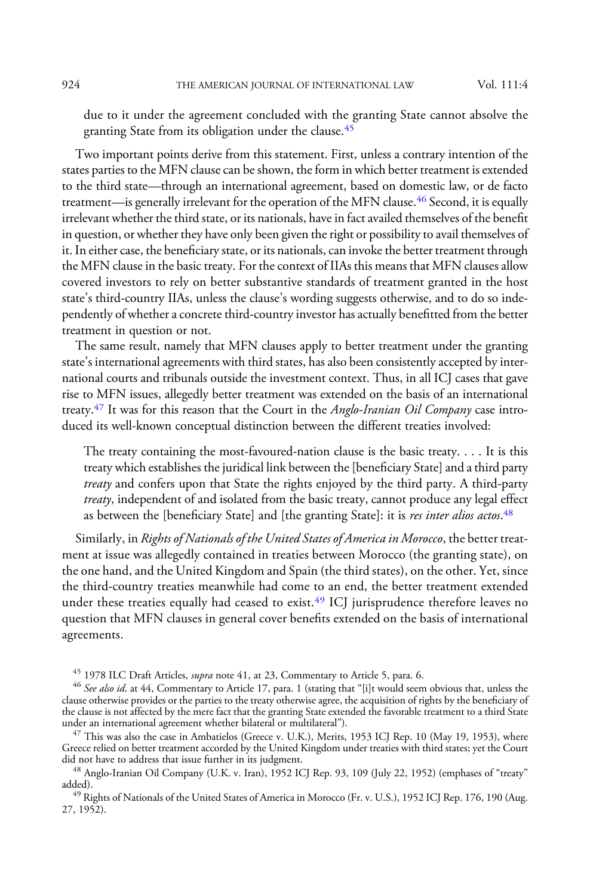> due to it under the agreement concluded with the granting State cannot absolve the granting State from its obligation under the clause.[45]

Two important points derive from this statement. First, unless a contrary intention of the states parties to the MFN clause can be shown, the form in which better treatment is extended to the third state—through an international agreement, based on domestic law, or de facto treatment—is generally irrelevant for the operation of the MFN clause.[46] Second, it is equally irrelevant whether the third state, or its nationals, have in fact availed themselves of the benefit in question, or whether they have only been given the right or possibility to avail themselves of it. In either case, the beneficiary state, or its nationals, can invoke the better treatment through the MFN clause in the basic treaty. For the context of IIAs this means that MFN clauses allow covered investors to rely on better substantive standards of treatment granted in the host state's third-country IIAs, unless the clause's wording suggests otherwise, and to do so independently of whether a concrete third-country investor has actually benefitted from the better treatment in question or not.

The same result, namely that MFN clauses apply to better treatment under the granting state's international agreements with third states, has also been consistently accepted by international courts and tribunals outside the investment context. Thus, in all ICJ cases that gave rise to MFN issues, allegedly better treatment was extended on the basis of an international treaty.[47] It was for this reason that the Court in the *Anglo-Iranian Oil Company* case introduced its well-known conceptual distinction between the different treaties involved:

> The treaty containing the most-favoured-nation clause is the basic treaty. . . . It is this treaty which establishes the juridical link between the [beneficiary State] and a third party *treaty* and confers upon that State the rights enjoyed by the third party. A third-party *treaty*, independent of and isolated from the basic treaty, cannot produce any legal effect as between the [beneficiary State] and [the granting State]: it is *res inter alios actos*.[48]

Similarly, in *Rights of Nationals of the United States of America in Morocco*, the better treatment at issue was allegedly contained in treaties between Morocco (the granting state), on the one hand, and the United Kingdom and Spain (the third states), on the other. Yet, since the third-country treaties meanwhile had come to an end, the better treatment extended under these treaties equally had ceased to exist.[49] ICJ jurisprudence therefore leaves no question that MFN clauses in general cover benefits extended on the basis of international agreements.

---

[45] 1978 ILC Draft Articles, *supra* note 41, at 23, Commentary to Article 5, para. 6.

[46] *See also id.* at 44, Commentary to Article 17, para. 1 (stating that "[i]t would seem obvious that, unless the clause otherwise provides or the parties to the treaty otherwise agree, the acquisition of rights by the beneficiary of the clause is not affected by the mere fact that the granting State extended the favorable treatment to a third State under an international agreement whether bilateral or multilateral").

[47] This was also the case in Ambatielos (Greece v. U.K.), Merits, 1953 ICJ Rep. 10 (May 19, 1953), where Greece relied on better treatment accorded by the United Kingdom under treaties with third states; yet the Court did not have to address that issue further in its judgment.

[48] Anglo-Iranian Oil Company (U.K. v. Iran), 1952 ICJ Rep. 93, 109 (July 22, 1952) (emphases of "treaty" added).

[49] Rights of Nationals of the United States of America in Morocco (Fr. v. U.S.), 1952 ICJ Rep. 176, 190 (Aug. 27, 1952).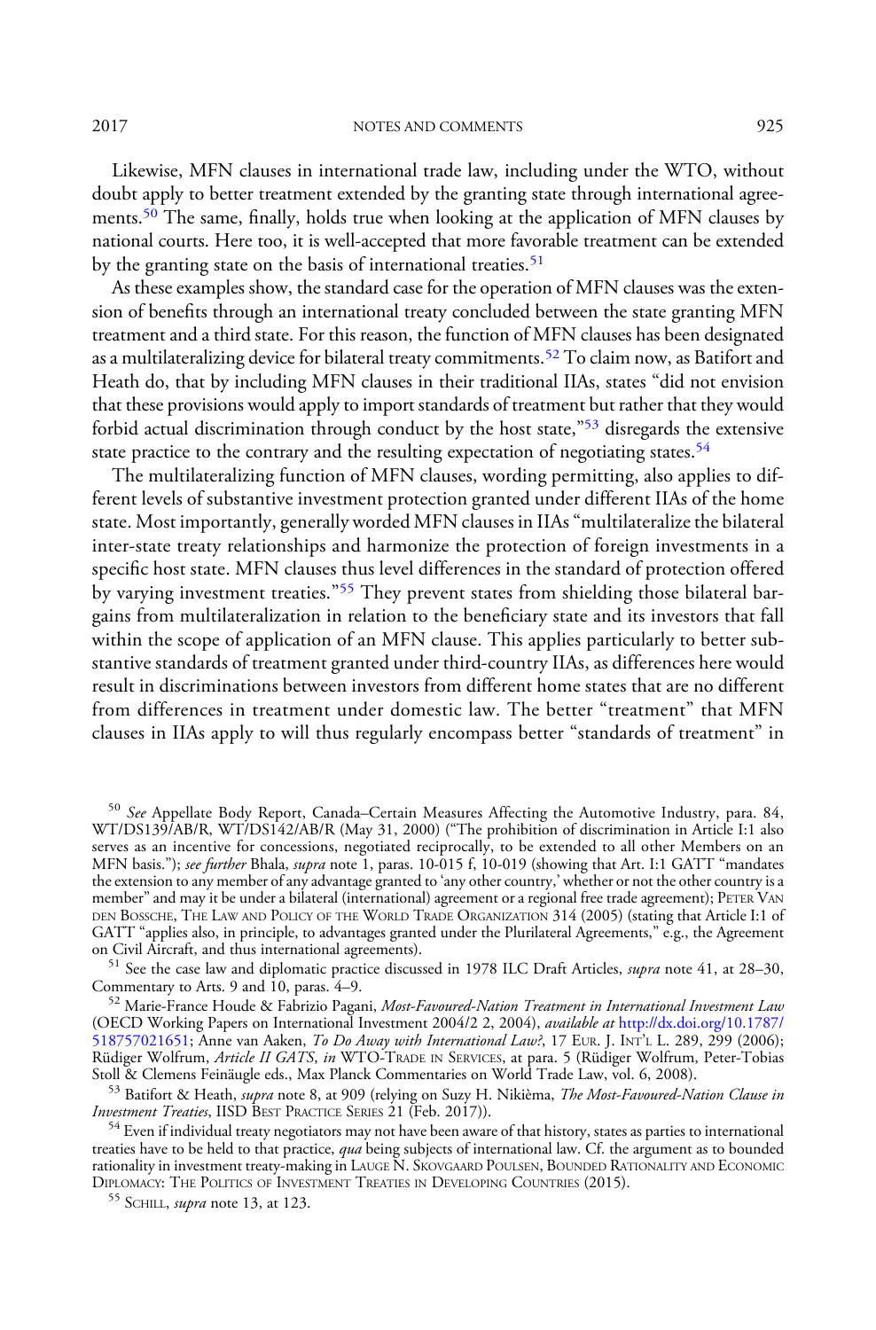Likewise, MFN clauses in international trade law, including under the WTO, without doubt apply to better treatment extended by the granting state through international agreements.[50] The same, finally, holds true when looking at the application of MFN clauses by national courts. Here too, it is well-accepted that more favorable treatment can be extended by the granting state on the basis of international treaties.[51]

As these examples show, the standard case for the operation of MFN clauses was the extension of benefits through an international treaty concluded between the state granting MFN treatment and a third state. For this reason, the function of MFN clauses has been designated as a multilateralizing device for bilateral treaty commitments.[52] To claim now, as Batifort and Heath do, that by including MFN clauses in their traditional IIAs, states "did not envision that these provisions would apply to import standards of treatment but rather that they would forbid actual discrimination through conduct by the host state,"[53] disregards the extensive state practice to the contrary and the resulting expectation of negotiating states.[54]

The multilateralizing function of MFN clauses, wording permitting, also applies to different levels of substantive investment protection granted under different IIAs of the home state. Most importantly, generally worded MFN clauses in IIAs "multilateralize the bilateral inter-state treaty relationships and harmonize the protection of foreign investments in a specific host state. MFN clauses thus level differences in the standard of protection offered by varying investment treaties."[55] They prevent states from shielding those bilateral bargains from multilateralization in relation to the beneficiary state and its investors that fall within the scope of application of an MFN clause. This applies particularly to better substantive standards of treatment granted under third-country IIAs, as differences here would result in discriminations between investors from different home states that are no different from differences in treatment under domestic law. The better "treatment" that MFN clauses in IIAs apply to will thus regularly encompass better "standards of treatment" in

[50] *See* Appellate Body Report, Canada–Certain Measures Affecting the Automotive Industry, para. 84, WT/DS139/AB/R, WT/DS142/AB/R (May 31, 2000) ("The prohibition of discrimination in Article I:1 also serves as an incentive for concessions, negotiated reciprocally, to be extended to all other Members on an MFN basis."); *see further* Bhala, *supra* note 1, paras. 10-015 f, 10-019 (showing that Art. I:1 GATT "mandates the extension to any member of any advantage granted to 'any other country,' whether or not the other country is a member" and may it be under a bilateral (international) agreement or a regional free trade agreement); Peter Van den Bossche, The Law and Policy of the World Trade Organization 314 (2005) (stating that Article I:1 of GATT "applies also, in principle, to advantages granted under the Plurilateral Agreements," e.g., the Agreement on Civil Aircraft, and thus international agreements).

[51] See the case law and diplomatic practice discussed in 1978 ILC Draft Articles, *supra* note 41, at 28–30, Commentary to Arts. 9 and 10, paras. 4–9.

[52] Marie-France Houde & Fabrizio Pagani, *Most-Favoured-Nation Treatment in International Investment Law* (OECD Working Papers on International Investment 2004/2 2, 2004), *available at* http://dx.doi.org/10.1787/518757021651; Anne van Aaken, *To Do Away with International Law?*, 17 Eur. J. Int'l L. 289, 299 (2006); Rüdiger Wolfrum, *Article II GATS*, *in* WTO-Trade in Services, at para. 5 (Rüdiger Wolfrum, Peter-Tobias Stoll & Clemens Feinäugle eds., Max Planck Commentaries on World Trade Law, vol. 6, 2008).

[53] Batifort & Heath, *supra* note 8, at 909 (relying on Suzy H. Nikièma, *The Most-Favoured-Nation Clause in Investment Treaties*, IISD Best Practice Series 21 (Feb. 2017)).

[54] Even if individual treaty negotiators may not have been aware of that history, states as parties to international treaties have to be held to that practice, *qua* being subjects of international law. Cf. the argument as to bounded rationality in investment treaty-making in Lauge N. Skovgaard Poulsen, Bounded Rationality and Economic Diplomacy: The Politics of Investment Treaties in Developing Countries (2015).

[55] Schill, *supra* note 13, at 123.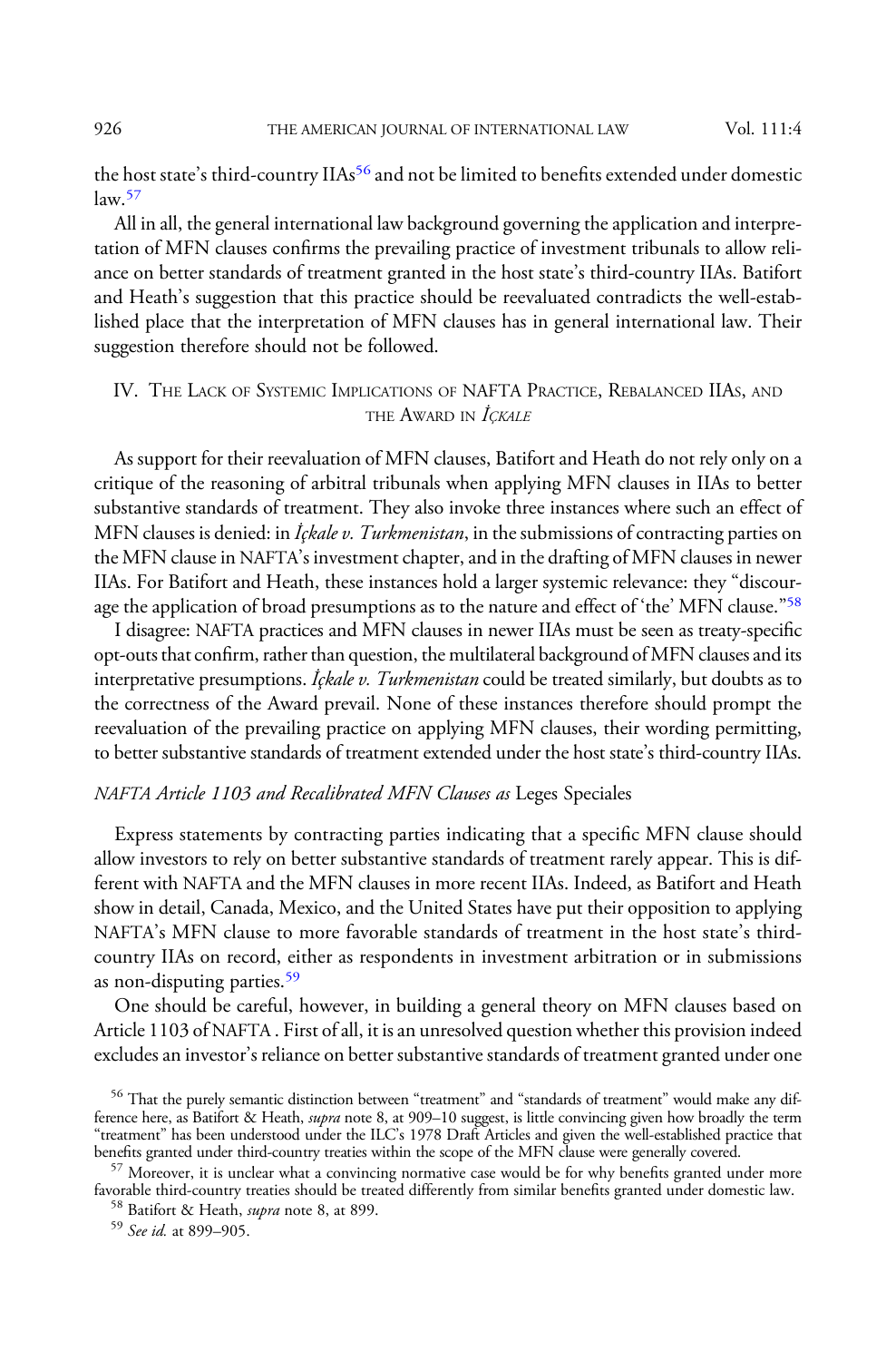the host state's third-country IIAs[56] and not be limited to benefits extended under domestic law.[57]

All in all, the general international law background governing the application and interpretation of MFN clauses confirms the prevailing practice of investment tribunals to allow reliance on better standards of treatment granted in the host state's third-country IIAs. Batifort and Heath's suggestion that this practice should be reevaluated contradicts the well-established place that the interpretation of MFN clauses has in general international law. Their suggestion therefore should not be followed.

## IV. The Lack of Systemic Implications of NAFTA Practice, Rebalanced IIAs, and the Award in *İçkale*

As support for their reevaluation of MFN clauses, Batifort and Heath do not rely only on a critique of the reasoning of arbitral tribunals when applying MFN clauses in IIAs to better substantive standards of treatment. They also invoke three instances where such an effect of MFN clauses is denied: in *İçkale v. Turkmenistan*, in the submissions of contracting parties on the MFN clause in NAFTA's investment chapter, and in the drafting of MFN clauses in newer IIAs. For Batifort and Heath, these instances hold a larger systemic relevance: they "discourage the application of broad presumptions as to the nature and effect of 'the' MFN clause."[58]

I disagree: NAFTA practices and MFN clauses in newer IIAs must be seen as treaty-specific opt-outs that confirm, rather than question, the multilateral background of MFN clauses and its interpretative presumptions. *İçkale v. Turkmenistan* could be treated similarly, but doubts as to the correctness of the Award prevail. None of these instances therefore should prompt the reevaluation of the prevailing practice on applying MFN clauses, their wording permitting, to better substantive standards of treatment extended under the host state's third-country IIAs.

### *NAFTA Article 1103 and Recalibrated MFN Clauses as* Leges Speciales

Express statements by contracting parties indicating that a specific MFN clause should allow investors to rely on better substantive standards of treatment rarely appear. This is different with NAFTA and the MFN clauses in more recent IIAs. Indeed, as Batifort and Heath show in detail, Canada, Mexico, and the United States have put their opposition to applying NAFTA's MFN clause to more favorable standards of treatment in the host state's third-country IIAs on record, either as respondents in investment arbitration or in submissions as non-disputing parties.[59]

One should be careful, however, in building a general theory on MFN clauses based on Article 1103 of NAFTA . First of all, it is an unresolved question whether this provision indeed excludes an investor's reliance on better substantive standards of treatment granted under one

[56] That the purely semantic distinction between "treatment" and "standards of treatment" would make any difference here, as Batifort & Heath, *supra* note 8, at 909–10 suggest, is little convincing given how broadly the term "treatment" has been understood under the ILC's 1978 Draft Articles and given the well-established practice that benefits granted under third-country treaties within the scope of the MFN clause were generally covered.

[57] Moreover, it is unclear what a convincing normative case would be for why benefits granted under more favorable third-country treaties should be treated differently from similar benefits granted under domestic law.

[58] Batifort & Heath, *supra* note 8, at 899.

[59] *See id.* at 899–905.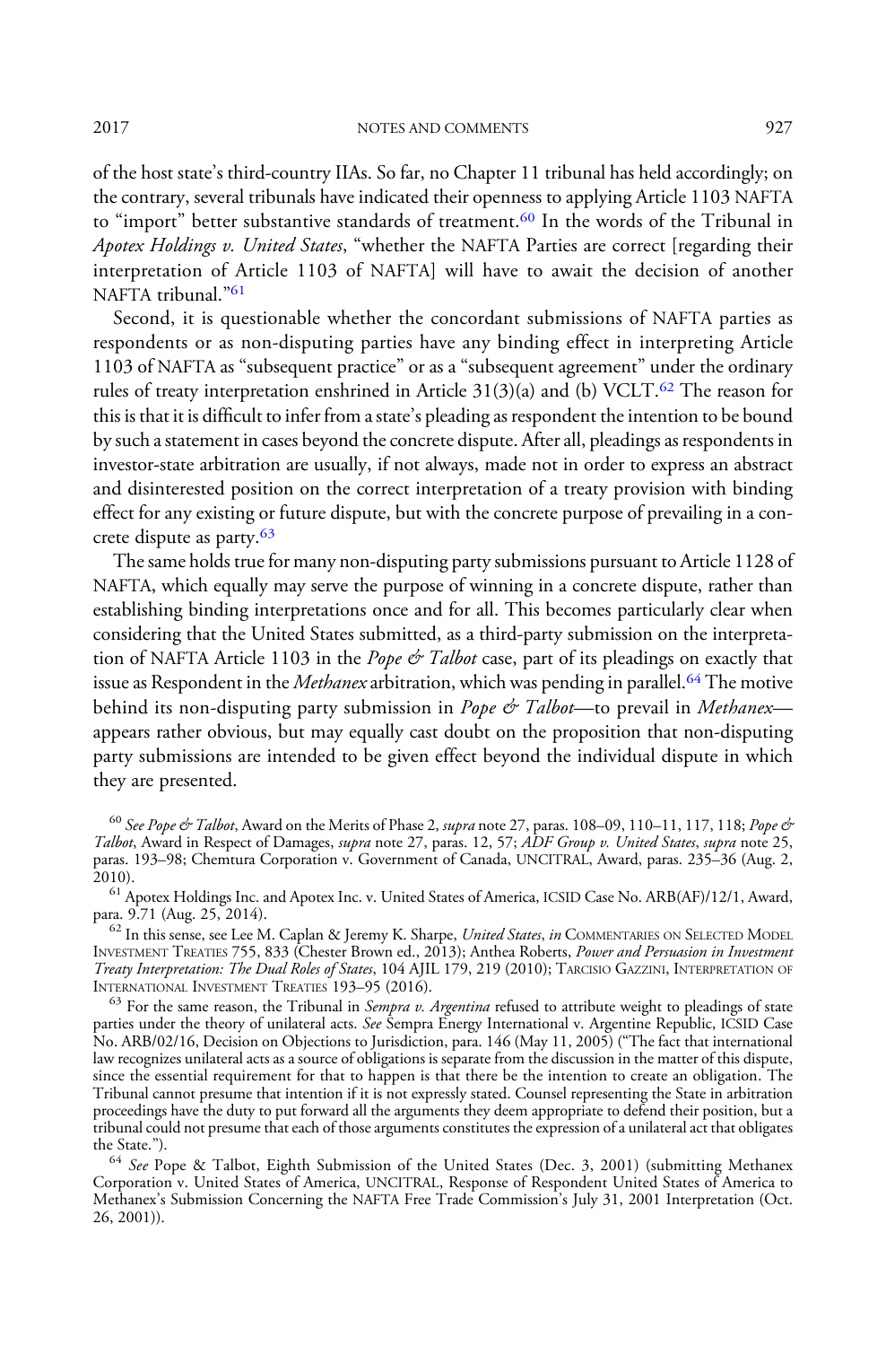of the host state's third-country IIAs. So far, no Chapter 11 tribunal has held accordingly; on the contrary, several tribunals have indicated their openness to applying Article 1103 NAFTA to "import" better substantive standards of treatment.[60] In the words of the Tribunal in *Apotex Holdings v. United States*, "whether the NAFTA Parties are correct [regarding their interpretation of Article 1103 of NAFTA] will have to await the decision of another NAFTA tribunal."[61]

Second, it is questionable whether the concordant submissions of NAFTA parties as respondents or as non-disputing parties have any binding effect in interpreting Article 1103 of NAFTA as "subsequent practice" or as a "subsequent agreement" under the ordinary rules of treaty interpretation enshrined in Article 31(3)(a) and (b) VCLT.[62] The reason for this is that it is difficult to infer from a state's pleading as respondent the intention to be bound by such a statement in cases beyond the concrete dispute. After all, pleadings as respondents in investor-state arbitration are usually, if not always, made not in order to express an abstract and disinterested position on the correct interpretation of a treaty provision with binding effect for any existing or future dispute, but with the concrete purpose of prevailing in a concrete dispute as party.[63]

The same holds true for many non-disputing party submissions pursuant to Article 1128 of NAFTA, which equally may serve the purpose of winning in a concrete dispute, rather than establishing binding interpretations once and for all. This becomes particularly clear when considering that the United States submitted, as a third-party submission on the interpretation of NAFTA Article 1103 in the *Pope & Talbot* case, part of its pleadings on exactly that issue as Respondent in the *Methanex* arbitration, which was pending in parallel.[64] The motive behind its non-disputing party submission in *Pope & Talbot*—to prevail in *Methanex*—appears rather obvious, but may equally cast doubt on the proposition that non-disputing party submissions are intended to be given effect beyond the individual dispute in which they are presented.

[60] *See Pope & Talbot*, Award on the Merits of Phase 2, *supra* note 27, paras. 108–09, 110–11, 117, 118; *Pope & Talbot*, Award in Respect of Damages, *supra* note 27, paras. 12, 57; *ADF Group v. United States*, *supra* note 25, paras. 193–98; Chemtura Corporation v. Government of Canada, UNCITRAL, Award, paras. 235–36 (Aug. 2, 2010).

[61] Apotex Holdings Inc. and Apotex Inc. v. United States of America, ICSID Case No. ARB(AF)/12/1, Award, para. 9.71 (Aug. 25, 2014).

[62] In this sense, see Lee M. Caplan & Jeremy K. Sharpe, *United States*, *in* COMMENTARIES ON SELECTED MODEL INVESTMENT TREATIES 755, 833 (Chester Brown ed., 2013); Anthea Roberts, *Power and Persuasion in Investment Treaty Interpretation: The Dual Roles of States*, 104 AJIL 179, 219 (2010); TARCISIO GAZZINI, INTERPRETATION OF INTERNATIONAL INVESTMENT TREATIES 193–95 (2016).

[63] For the same reason, the Tribunal in *Sempra v. Argentina* refused to attribute weight to pleadings of state parties under the theory of unilateral acts. *See* Sempra Energy International v. Argentine Republic, ICSID Case No. ARB/02/16, Decision on Objections to Jurisdiction, para. 146 (May 11, 2005) ("The fact that international law recognizes unilateral acts as a source of obligations is separate from the discussion in the matter of this dispute, since the essential requirement for that to happen is that there be the intention to create an obligation. The Tribunal cannot presume that intention if it is not expressly stated. Counsel representing the State in arbitration proceedings have the duty to put forward all the arguments they deem appropriate to defend their position, but a tribunal could not presume that each of those arguments constitutes the expression of a unilateral act that obligates the State.").

[64] *See* Pope & Talbot, Eighth Submission of the United States (Dec. 3, 2001) (submitting Methanex Corporation v. United States of America, UNCITRAL, Response of Respondent United States of America to Methanex's Submission Concerning the NAFTA Free Trade Commission's July 31, 2001 Interpretation (Oct. 26, 2001)).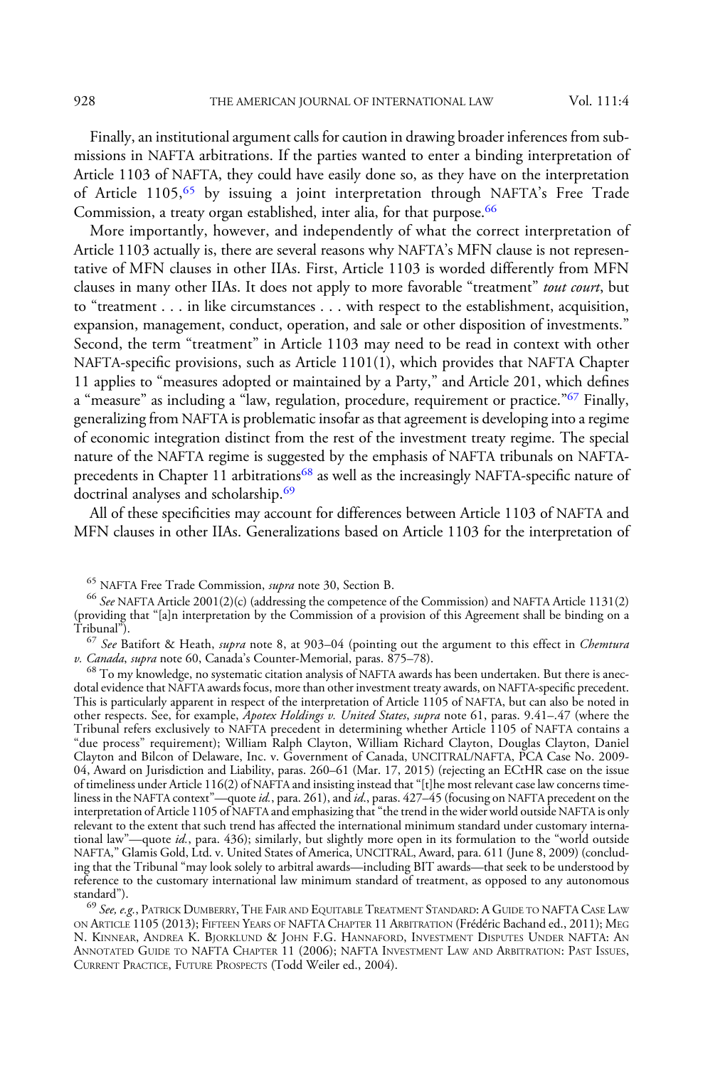Finally, an institutional argument calls for caution in drawing broader inferences from submissions in NAFTA arbitrations. If the parties wanted to enter a binding interpretation of Article 1103 of NAFTA, they could have easily done so, as they have on the interpretation of Article 1105,[65] by issuing a joint interpretation through NAFTA's Free Trade Commission, a treaty organ established, inter alia, for that purpose.[66]

More importantly, however, and independently of what the correct interpretation of Article 1103 actually is, there are several reasons why NAFTA's MFN clause is not representative of MFN clauses in other IIAs. First, Article 1103 is worded differently from MFN clauses in many other IIAs. It does not apply to more favorable "treatment" *tout court*, but to "treatment . . . in like circumstances . . . with respect to the establishment, acquisition, expansion, management, conduct, operation, and sale or other disposition of investments." Second, the term "treatment" in Article 1103 may need to be read in context with other NAFTA-specific provisions, such as Article 1101(1), which provides that NAFTA Chapter 11 applies to "measures adopted or maintained by a Party," and Article 201, which defines a "measure" as including a "law, regulation, procedure, requirement or practice."[67] Finally, generalizing from NAFTA is problematic insofar as that agreement is developing into a regime of economic integration distinct from the rest of the investment treaty regime. The special nature of the NAFTA regime is suggested by the emphasis of NAFTA tribunals on NAFTA-precedents in Chapter 11 arbitrations[68] as well as the increasingly NAFTA-specific nature of doctrinal analyses and scholarship.[69]

All of these specificities may account for differences between Article 1103 of NAFTA and MFN clauses in other IIAs. Generalizations based on Article 1103 for the interpretation of

---

[65] NAFTA Free Trade Commission, *supra* note 30, Section B.

[66] *See* NAFTA Article 2001(2)(c) (addressing the competence of the Commission) and NAFTA Article 1131(2) (providing that "[a]n interpretation by the Commission of a provision of this Agreement shall be binding on a Tribunal").

[67] *See* Batifort & Heath, *supra* note 8, at 903–04 (pointing out the argument to this effect in *Chemtura v. Canada*, *supra* note 60, Canada's Counter-Memorial, paras. 875–78).

[68] To my knowledge, no systematic citation analysis of NAFTA awards has been undertaken. But there is anecdotal evidence that NAFTA awards focus, more than other investment treaty awards, on NAFTA-specific precedent. This is particularly apparent in respect of the interpretation of Article 1105 of NAFTA, but can also be noted in other respects. See, for example, *Apotex Holdings v. United States*, *supra* note 61, paras. 9.41–.47 (where the Tribunal refers exclusively to NAFTA precedent in determining whether Article 1105 of NAFTA contains a "due process" requirement); William Ralph Clayton, William Richard Clayton, Douglas Clayton, Daniel Clayton and Bilcon of Delaware, Inc. v. Government of Canada, UNCITRAL/NAFTA, PCA Case No. 2009-04, Award on Jurisdiction and Liability, paras. 260–61 (Mar. 17, 2015) (rejecting an ECtHR case on the issue of timeliness under Article 116(2) of NAFTA and insisting instead that "[t]he most relevant case law concerns timeliness in the NAFTA context"—quote *id.*, para. 261), and *id.*, paras. 427–45 (focusing on NAFTA precedent on the interpretation of Article 1105 of NAFTA and emphasizing that "the trend in the wider world outside NAFTA is only relevant to the extent that such trend has affected the international minimum standard under customary international law"—quote *id.*, para. 436); similarly, but slightly more open in its formulation to the "world outside NAFTA," Glamis Gold, Ltd. v. United States of America, UNCITRAL, Award, para. 611 (June 8, 2009) (concluding that the Tribunal "may look solely to arbitral awards—including BIT awards—that seek to be understood by reference to the customary international law minimum standard of treatment, as opposed to any autonomous standard").

[69] *See, e.g.*, PATRICK DUMBERRY, THE FAIR AND EQUITABLE TREATMENT STANDARD: A GUIDE TO NAFTA CASE LAW ON ARTICLE 1105 (2013); FIFTEEN YEARS OF NAFTA CHAPTER 11 ARBITRATION (Frédéric Bachand ed., 2011); MEG N. KINNEAR, ANDREA K. BJORKLUND & JOHN F.G. HANNAFORD, INVESTMENT DISPUTES UNDER NAFTA: AN ANNOTATED GUIDE TO NAFTA CHAPTER 11 (2006); NAFTA INVESTMENT LAW AND ARBITRATION: PAST ISSUES, CURRENT PRACTICE, FUTURE PROSPECTS (Todd Weiler ed., 2004).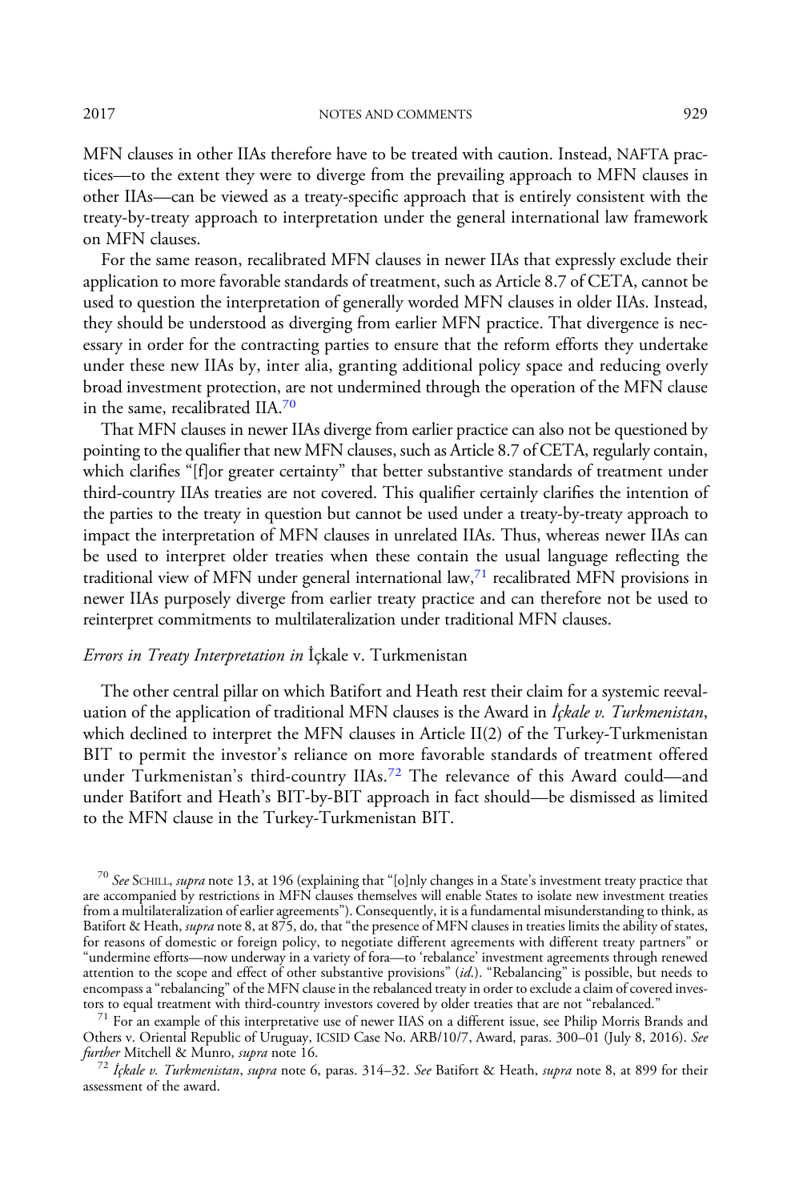MFN clauses in other IIAs therefore have to be treated with caution. Instead, NAFTA practices—to the extent they were to diverge from the prevailing approach to MFN clauses in other IIAs—can be viewed as a treaty-specific approach that is entirely consistent with the treaty-by-treaty approach to interpretation under the general international law framework on MFN clauses.

For the same reason, recalibrated MFN clauses in newer IIAs that expressly exclude their application to more favorable standards of treatment, such as Article 8.7 of CETA, cannot be used to question the interpretation of generally worded MFN clauses in older IIAs. Instead, they should be understood as diverging from earlier MFN practice. That divergence is necessary in order for the contracting parties to ensure that the reform efforts they undertake under these new IIAs by, inter alia, granting additional policy space and reducing overly broad investment protection, are not undermined through the operation of the MFN clause in the same, recalibrated IIA.[70]

That MFN clauses in newer IIAs diverge from earlier practice can also not be questioned by pointing to the qualifier that new MFN clauses, such as Article 8.7 of CETA, regularly contain, which clarifies "[f]or greater certainty" that better substantive standards of treatment under third-country IIAs treaties are not covered. This qualifier certainly clarifies the intention of the parties to the treaty in question but cannot be used under a treaty-by-treaty approach to impact the interpretation of MFN clauses in unrelated IIAs. Thus, whereas newer IIAs can be used to interpret older treaties when these contain the usual language reflecting the traditional view of MFN under general international law,[71] recalibrated MFN provisions in newer IIAs purposely diverge from earlier treaty practice and can therefore not be used to reinterpret commitments to multilateralization under traditional MFN clauses.

### *Errors in Treaty Interpretation in* İçkale v. Turkmenistan

The other central pillar on which Batifort and Heath rest their claim for a systemic reevaluation of the application of traditional MFN clauses is the Award in *İçkale v. Turkmenistan*, which declined to interpret the MFN clauses in Article II(2) of the Turkey-Turkmenistan BIT to permit the investor's reliance on more favorable standards of treatment offered under Turkmenistan's third-country IIAs.[72] The relevance of this Award could—and under Batifort and Heath's BIT-by-BIT approach in fact should—be dismissed as limited to the MFN clause in the Turkey-Turkmenistan BIT.

[70] *See* SCHILL, *supra* note 13, at 196 (explaining that "[o]nly changes in a State's investment treaty practice that are accompanied by restrictions in MFN clauses themselves will enable States to isolate new investment treaties from a multilateralization of earlier agreements"). Consequently, it is a fundamental misunderstanding to think, as Batifort & Heath, *supra* note 8, at 875, do, that "the presence of MFN clauses in treaties limits the ability of states, for reasons of domestic or foreign policy, to negotiate different agreements with different treaty partners" or "undermine efforts—now underway in a variety of fora—to 'rebalance' investment agreements through renewed attention to the scope and effect of other substantive provisions" (*id.*). "Rebalancing" is possible, but needs to encompass a "rebalancing" of the MFN clause in the rebalanced treaty in order to exclude a claim of covered investors to equal treatment with third-country investors covered by older treaties that are not "rebalanced."

[71] For an example of this interpretative use of newer IIAS on a different issue, see Philip Morris Brands and Others v. Oriental Republic of Uruguay, ICSID Case No. ARB/10/7, Award, paras. 300–01 (July 8, 2016). *See further* Mitchell & Munro, *supra* note 16.

[72] *İçkale v. Turkmenistan*, *supra* note 6, paras. 314–32. *See* Batifort & Heath, *supra* note 8, at 899 for their assessment of the award.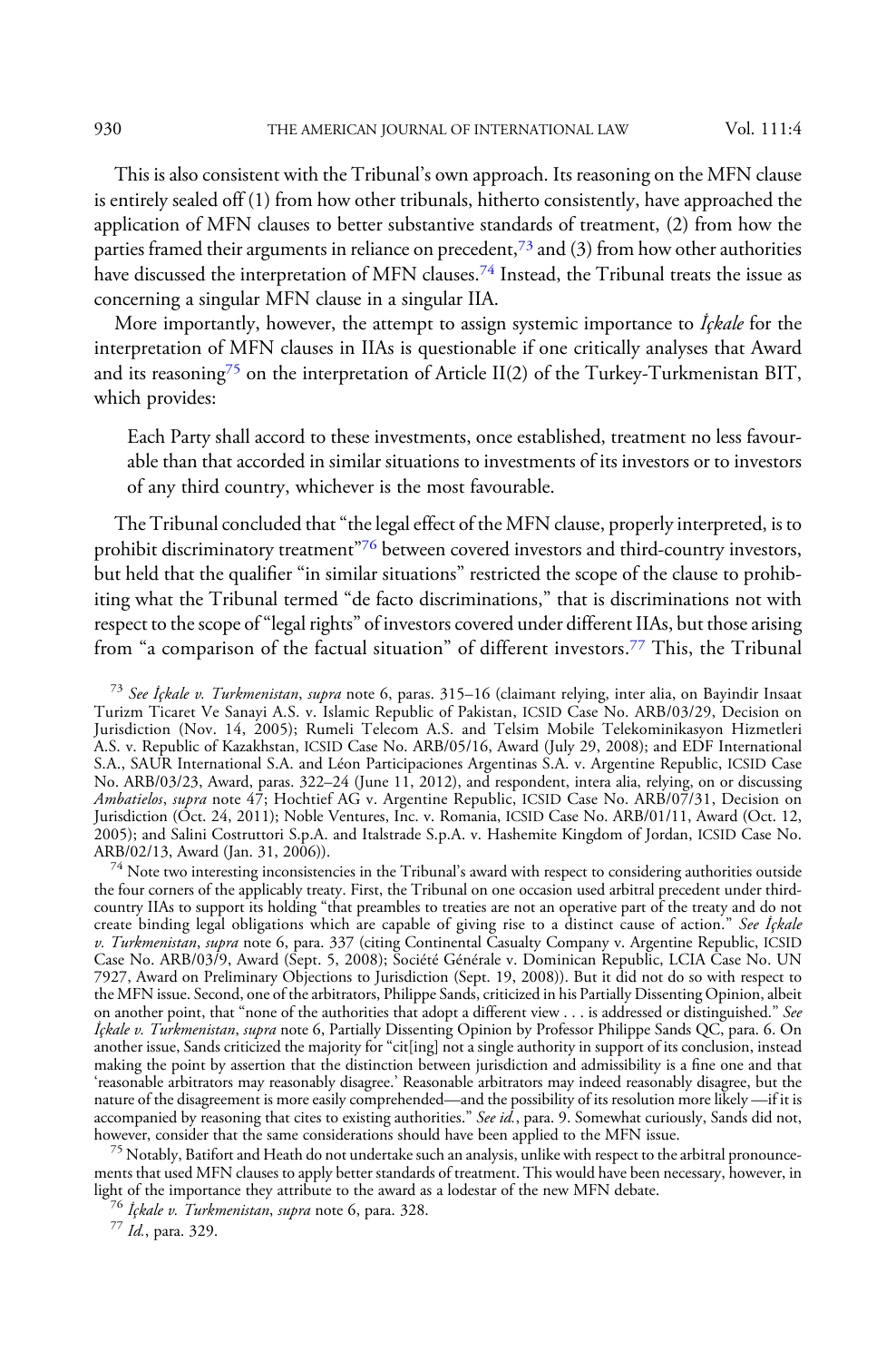This is also consistent with the Tribunal's own approach. Its reasoning on the MFN clause is entirely sealed off (1) from how other tribunals, hitherto consistently, have approached the application of MFN clauses to better substantive standards of treatment, (2) from how the parties framed their arguments in reliance on precedent,[73] and (3) from how other authorities have discussed the interpretation of MFN clauses.[74] Instead, the Tribunal treats the issue as concerning a singular MFN clause in a singular IIA.

More importantly, however, the attempt to assign systemic importance to *İçkale* for the interpretation of MFN clauses in IIAs is questionable if one critically analyses that Award and its reasoning[75] on the interpretation of Article II(2) of the Turkey-Turkmenistan BIT, which provides:

> Each Party shall accord to these investments, once established, treatment no less favourable than that accorded in similar situations to investments of its investors or to investors of any third country, whichever is the most favourable.

The Tribunal concluded that "the legal effect of the MFN clause, properly interpreted, is to prohibit discriminatory treatment"[76] between covered investors and third-country investors, but held that the qualifier "in similar situations" restricted the scope of the clause to prohibiting what the Tribunal termed "de facto discriminations," that is discriminations not with respect to the scope of "legal rights" of investors covered under different IIAs, but those arising from "a comparison of the factual situation" of different investors.[77] This, the Tribunal

---

[73] *See İçkale v. Turkmenistan*, *supra* note 6, paras. 315–16 (claimant relying, inter alia, on Bayindir Insaat Turizm Ticaret Ve Sanayi A.S. v. Islamic Republic of Pakistan, ICSID Case No. ARB/03/29, Decision on Jurisdiction (Nov. 14, 2005); Rumeli Telecom A.S. and Telsim Mobile Telekominikasyon Hizmetleri A.S. v. Republic of Kazakhstan, ICSID Case No. ARB/05/16, Award (July 29, 2008); and EDF International S.A., SAUR International S.A. and Léon Participaciones Argentinas S.A. v. Argentine Republic, ICSID Case No. ARB/03/23, Award, paras. 322–24 (June 11, 2012), and respondent, intera alia, relying, on or discussing *Ambatielos*, *supra* note 47; Hochtief AG v. Argentine Republic, ICSID Case No. ARB/07/31, Decision on Jurisdiction (Oct. 24, 2011); Noble Ventures, Inc. v. Romania, ICSID Case No. ARB/01/11, Award (Oct. 12, 2005); and Salini Costruttori S.p.A. and Italstrade S.p.A. v. Hashemite Kingdom of Jordan, ICSID Case No. ARB/02/13, Award (Jan. 31, 2006)).

[74] Note two interesting inconsistencies in the Tribunal's award with respect to considering authorities outside the four corners of the applicably treaty. First, the Tribunal on one occasion used arbitral precedent under third-country IIAs to support its holding "that preambles to treaties are not an operative part of the treaty and do not create binding legal obligations which are capable of giving rise to a distinct cause of action." *See İçkale v. Turkmenistan*, *supra* note 6, para. 337 (citing Continental Casualty Company v. Argentine Republic, ICSID Case No. ARB/03/9, Award (Sept. 5, 2008); Société Générale v. Dominican Republic, LCIA Case No. UN 7927, Award on Preliminary Objections to Jurisdiction (Sept. 19, 2008)). But it did not do so with respect to the MFN issue. Second, one of the arbitrators, Philippe Sands, criticized in his Partially Dissenting Opinion, albeit on another point, that "none of the authorities that adopt a different view . . . is addressed or distinguished." *See İçkale v. Turkmenistan*, *supra* note 6, Partially Dissenting Opinion by Professor Philippe Sands QC, para. 6. On another issue, Sands criticized the majority for "cit[ing] not a single authority in support of its conclusion, instead making the point by assertion that the distinction between jurisdiction and admissibility is a fine one and that 'reasonable arbitrators may reasonably disagree.' Reasonable arbitrators may indeed reasonably disagree, but the nature of the disagreement is more easily comprehended—and the possibility of its resolution more likely —if it is accompanied by reasoning that cites to existing authorities." *See id.*, para. 9. Somewhat curiously, Sands did not, however, consider that the same considerations should have been applied to the MFN issue.

[75] Notably, Batifort and Heath do not undertake such an analysis, unlike with respect to the arbitral pronouncements that used MFN clauses to apply better standards of treatment. This would have been necessary, however, in light of the importance they attribute to the award as a lodestar of the new MFN debate.

[76] *İçkale v. Turkmenistan*, *supra* note 6, para. 328.

[77] *Id.*, para. 329.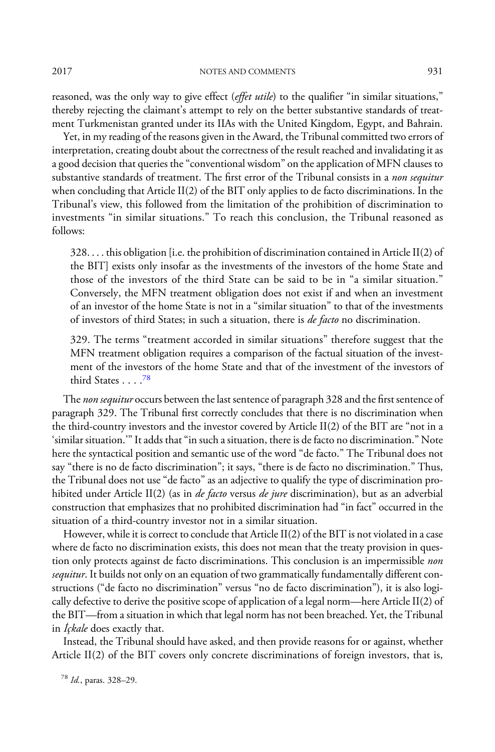reasoned, was the only way to give effect (*effet utile*) to the qualifier "in similar situations," thereby rejecting the claimant's attempt to rely on the better substantive standards of treatment Turkmenistan granted under its IIAs with the United Kingdom, Egypt, and Bahrain.

Yet, in my reading of the reasons given in the Award, the Tribunal committed two errors of interpretation, creating doubt about the correctness of the result reached and invalidating it as a good decision that queries the "conventional wisdom" on the application of MFN clauses to substantive standards of treatment. The first error of the Tribunal consists in a *non sequitur* when concluding that Article II(2) of the BIT only applies to de facto discriminations. In the Tribunal's view, this followed from the limitation of the prohibition of discrimination to investments "in similar situations." To reach this conclusion, the Tribunal reasoned as follows:

> 328. . . . this obligation [i.e. the prohibition of discrimination contained in Article II(2) of the BIT] exists only insofar as the investments of the investors of the home State and those of the investors of the third State can be said to be in "a similar situation." Conversely, the MFN treatment obligation does not exist if and when an investment of an investor of the home State is not in a "similar situation" to that of the investments of investors of third States; in such a situation, there is *de facto* no discrimination.
>
> 329. The terms "treatment accorded in similar situations" therefore suggest that the MFN treatment obligation requires a comparison of the factual situation of the investment of the investors of the home State and that of the investment of the investors of third States . . . .[78]

The *non sequitur* occurs between the last sentence of paragraph 328 and the first sentence of paragraph 329. The Tribunal first correctly concludes that there is no discrimination when the third-country investors and the investor covered by Article II(2) of the BIT are "not in a 'similar situation.'" It adds that "in such a situation, there is de facto no discrimination." Note here the syntactical position and semantic use of the word "de facto." The Tribunal does not say "there is no de facto discrimination"; it says, "there is de facto no discrimination." Thus, the Tribunal does not use "de facto" as an adjective to qualify the type of discrimination prohibited under Article II(2) (as in *de facto* versus *de jure* discrimination), but as an adverbial construction that emphasizes that no prohibited discrimination had "in fact" occurred in the situation of a third-country investor not in a similar situation.

However, while it is correct to conclude that Article II(2) of the BIT is not violated in a case where de facto no discrimination exists, this does not mean that the treaty provision in question only protects against de facto discriminations. This conclusion is an impermissible *non sequitur*. It builds not only on an equation of two grammatically fundamentally different constructions ("de facto no discrimination" versus "no de facto discrimination"), it is also logically defective to derive the positive scope of application of a legal norm—here Article II(2) of the BIT—from a situation in which that legal norm has not been breached. Yet, the Tribunal in *İçkale* does exactly that.

Instead, the Tribunal should have asked, and then provide reasons for or against, whether Article II(2) of the BIT covers only concrete discriminations of foreign investors, that is,

[78] *Id.*, paras. 328–29.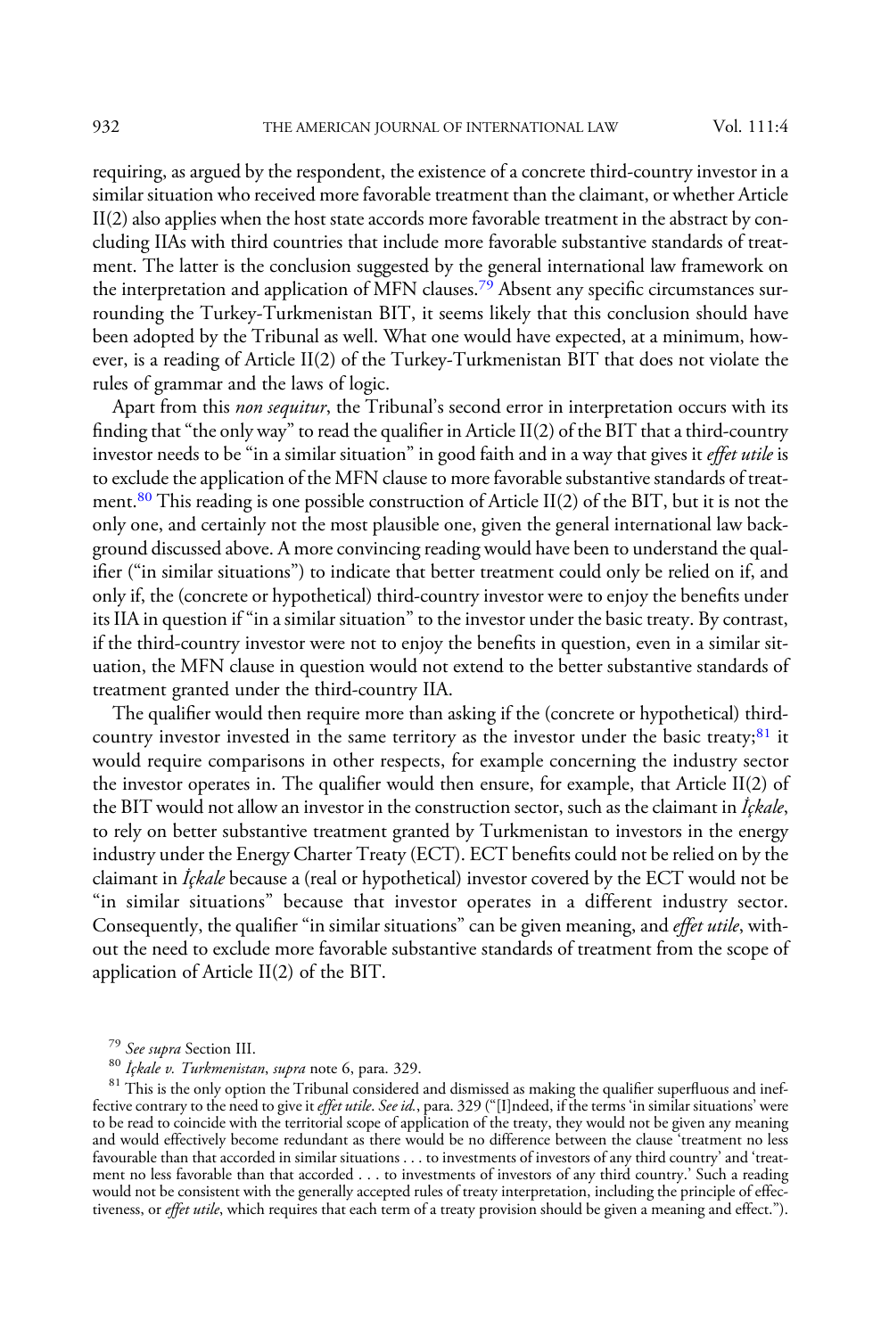requiring, as argued by the respondent, the existence of a concrete third-country investor in a similar situation who received more favorable treatment than the claimant, or whether Article II(2) also applies when the host state accords more favorable treatment in the abstract by concluding IIAs with third countries that include more favorable substantive standards of treatment. The latter is the conclusion suggested by the general international law framework on the interpretation and application of MFN clauses.[79] Absent any specific circumstances surrounding the Turkey-Turkmenistan BIT, it seems likely that this conclusion should have been adopted by the Tribunal as well. What one would have expected, at a minimum, however, is a reading of Article II(2) of the Turkey-Turkmenistan BIT that does not violate the rules of grammar and the laws of logic.

Apart from this *non sequitur*, the Tribunal's second error in interpretation occurs with its finding that "the only way" to read the qualifier in Article II(2) of the BIT that a third-country investor needs to be "in a similar situation" in good faith and in a way that gives it *effet utile* is to exclude the application of the MFN clause to more favorable substantive standards of treatment.[80] This reading is one possible construction of Article II(2) of the BIT, but it is not the only one, and certainly not the most plausible one, given the general international law background discussed above. A more convincing reading would have been to understand the qualifier ("in similar situations") to indicate that better treatment could only be relied on if, and only if, the (concrete or hypothetical) third-country investor were to enjoy the benefits under its IIA in question if "in a similar situation" to the investor under the basic treaty. By contrast, if the third-country investor were not to enjoy the benefits in question, even in a similar situation, the MFN clause in question would not extend to the better substantive standards of treatment granted under the third-country IIA.

The qualifier would then require more than asking if the (concrete or hypothetical) third-country investor invested in the same territory as the investor under the basic treaty;[81] it would require comparisons in other respects, for example concerning the industry sector the investor operates in. The qualifier would then ensure, for example, that Article II(2) of the BIT would not allow an investor in the construction sector, such as the claimant in *İçkale*, to rely on better substantive treatment granted by Turkmenistan to investors in the energy industry under the Energy Charter Treaty (ECT). ECT benefits could not be relied on by the claimant in *İçkale* because a (real or hypothetical) investor covered by the ECT would not be "in similar situations" because that investor operates in a different industry sector. Consequently, the qualifier "in similar situations" can be given meaning, and *effet utile*, without the need to exclude more favorable substantive standards of treatment from the scope of application of Article II(2) of the BIT.

[79] *See supra* Section III.

[80] *İçkale v. Turkmenistan*, *supra* note 6, para. 329.

[81] This is the only option the Tribunal considered and dismissed as making the qualifier superfluous and ineffective contrary to the need to give it *effet utile*. *See id.*, para. 329 ("[I]ndeed, if the terms 'in similar situations' were to be read to coincide with the territorial scope of application of the treaty, they would not be given any meaning and would effectively become redundant as there would be no difference between the clause 'treatment no less favourable than that accorded in similar situations . . . to investments of investors of any third country' and 'treatment no less favorable than that accorded . . . to investments of investors of any third country.' Such a reading would not be consistent with the generally accepted rules of treaty interpretation, including the principle of effectiveness, or *effet utile*, which requires that each term of a treaty provision should be given a meaning and effect.").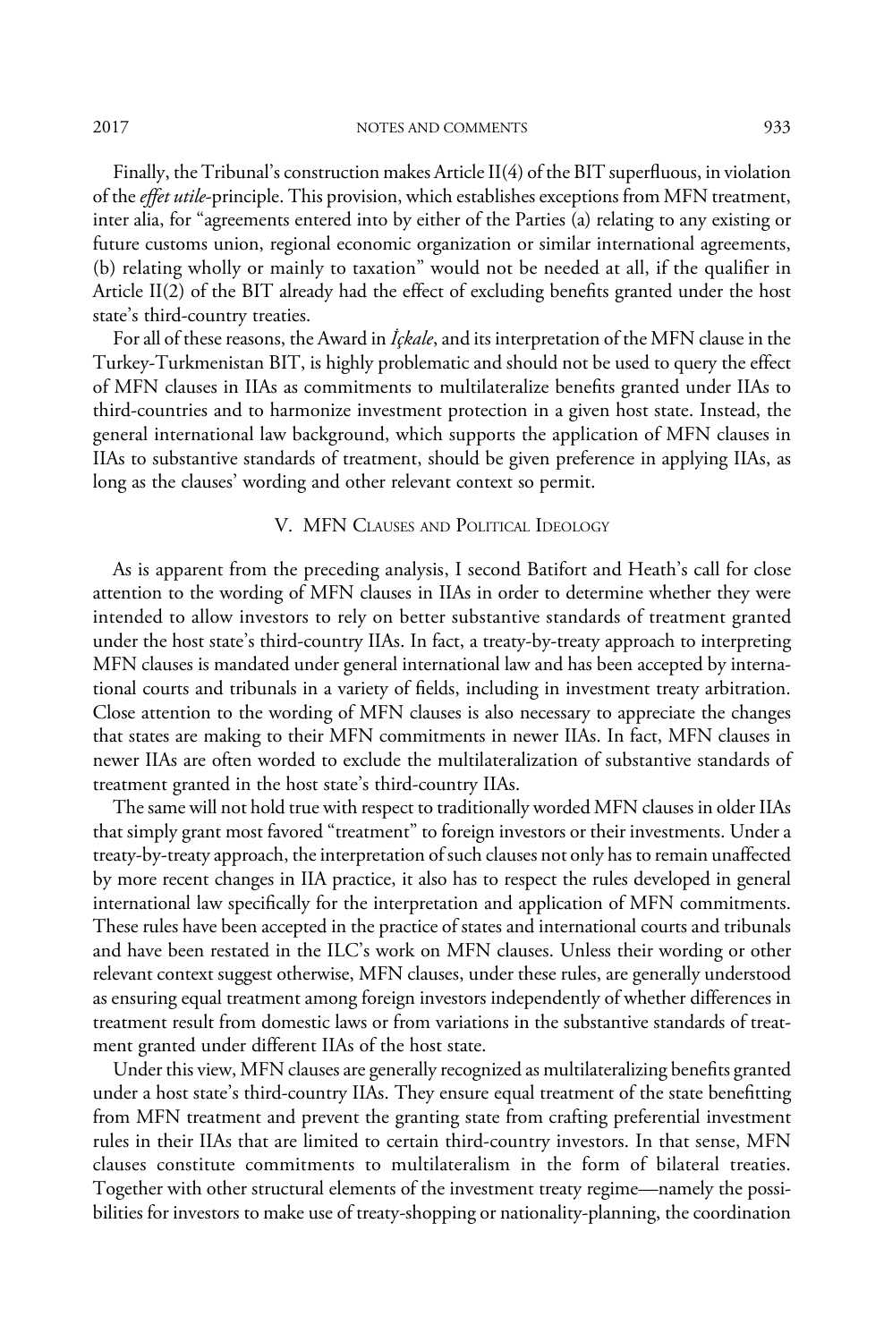Finally, the Tribunal's construction makes Article II(4) of the BIT superfluous, in violation of the *effet utile*-principle. This provision, which establishes exceptions from MFN treatment, inter alia, for "agreements entered into by either of the Parties (a) relating to any existing or future customs union, regional economic organization or similar international agreements, (b) relating wholly or mainly to taxation" would not be needed at all, if the qualifier in Article II(2) of the BIT already had the effect of excluding benefits granted under the host state's third-country treaties.

For all of these reasons, the Award in *İçkale*, and its interpretation of the MFN clause in the Turkey-Turkmenistan BIT, is highly problematic and should not be used to query the effect of MFN clauses in IIAs as commitments to multilateralize benefits granted under IIAs to third-countries and to harmonize investment protection in a given host state. Instead, the general international law background, which supports the application of MFN clauses in IIAs to substantive standards of treatment, should be given preference in applying IIAs, as long as the clauses' wording and other relevant context so permit.

## V. MFN Clauses and Political Ideology

As is apparent from the preceding analysis, I second Batifort and Heath's call for close attention to the wording of MFN clauses in IIAs in order to determine whether they were intended to allow investors to rely on better substantive standards of treatment granted under the host state's third-country IIAs. In fact, a treaty-by-treaty approach to interpreting MFN clauses is mandated under general international law and has been accepted by international courts and tribunals in a variety of fields, including in investment treaty arbitration. Close attention to the wording of MFN clauses is also necessary to appreciate the changes that states are making to their MFN commitments in newer IIAs. In fact, MFN clauses in newer IIAs are often worded to exclude the multilateralization of substantive standards of treatment granted in the host state's third-country IIAs.

The same will not hold true with respect to traditionally worded MFN clauses in older IIAs that simply grant most favored "treatment" to foreign investors or their investments. Under a treaty-by-treaty approach, the interpretation of such clauses not only has to remain unaffected by more recent changes in IIA practice, it also has to respect the rules developed in general international law specifically for the interpretation and application of MFN commitments. These rules have been accepted in the practice of states and international courts and tribunals and have been restated in the ILC's work on MFN clauses. Unless their wording or other relevant context suggest otherwise, MFN clauses, under these rules, are generally understood as ensuring equal treatment among foreign investors independently of whether differences in treatment result from domestic laws or from variations in the substantive standards of treatment granted under different IIAs of the host state.

Under this view, MFN clauses are generally recognized as multilateralizing benefits granted under a host state's third-country IIAs. They ensure equal treatment of the state benefitting from MFN treatment and prevent the granting state from crafting preferential investment rules in their IIAs that are limited to certain third-country investors. In that sense, MFN clauses constitute commitments to multilateralism in the form of bilateral treaties. Together with other structural elements of the investment treaty regime—namely the possibilities for investors to make use of treaty-shopping or nationality-planning, the coordination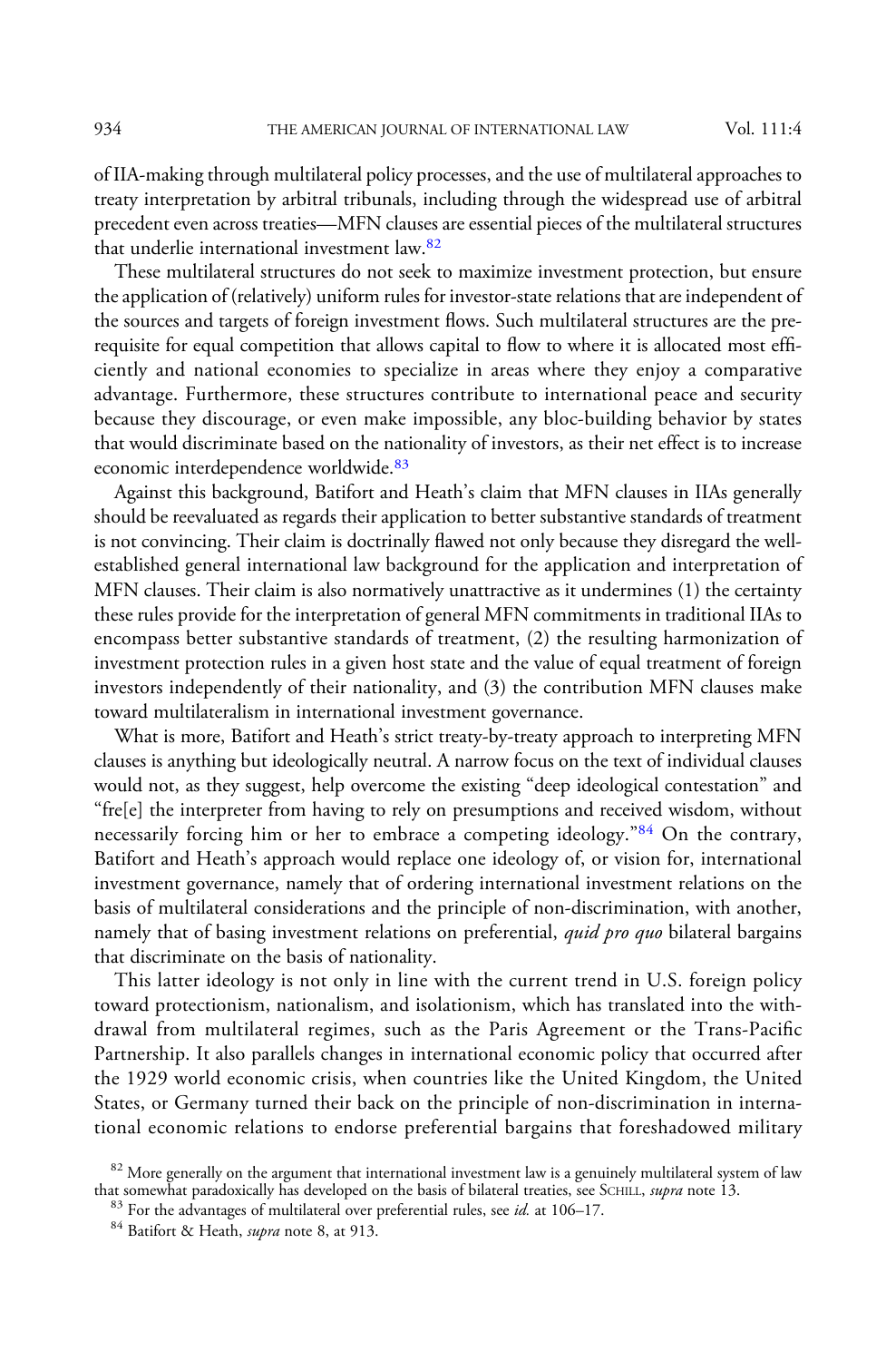of IIA-making through multilateral policy processes, and the use of multilateral approaches to treaty interpretation by arbitral tribunals, including through the widespread use of arbitral precedent even across treaties—MFN clauses are essential pieces of the multilateral structures that underlie international investment law.[82]

These multilateral structures do not seek to maximize investment protection, but ensure the application of (relatively) uniform rules for investor-state relations that are independent of the sources and targets of foreign investment flows. Such multilateral structures are the prerequisite for equal competition that allows capital to flow to where it is allocated most efficiently and national economies to specialize in areas where they enjoy a comparative advantage. Furthermore, these structures contribute to international peace and security because they discourage, or even make impossible, any bloc-building behavior by states that would discriminate based on the nationality of investors, as their net effect is to increase economic interdependence worldwide.[83]

Against this background, Batifort and Heath's claim that MFN clauses in IIAs generally should be reevaluated as regards their application to better substantive standards of treatment is not convincing. Their claim is doctrinally flawed not only because they disregard the well-established general international law background for the application and interpretation of MFN clauses. Their claim is also normatively unattractive as it undermines (1) the certainty these rules provide for the interpretation of general MFN commitments in traditional IIAs to encompass better substantive standards of treatment, (2) the resulting harmonization of investment protection rules in a given host state and the value of equal treatment of foreign investors independently of their nationality, and (3) the contribution MFN clauses make toward multilateralism in international investment governance.

What is more, Batifort and Heath's strict treaty-by-treaty approach to interpreting MFN clauses is anything but ideologically neutral. A narrow focus on the text of individual clauses would not, as they suggest, help overcome the existing "deep ideological contestation" and "fre[e] the interpreter from having to rely on presumptions and received wisdom, without necessarily forcing him or her to embrace a competing ideology."[84] On the contrary, Batifort and Heath's approach would replace one ideology of, or vision for, international investment governance, namely that of ordering international investment relations on the basis of multilateral considerations and the principle of non-discrimination, with another, namely that of basing investment relations on preferential, *quid pro quo* bilateral bargains that discriminate on the basis of nationality.

This latter ideology is not only in line with the current trend in U.S. foreign policy toward protectionism, nationalism, and isolationism, which has translated into the withdrawal from multilateral regimes, such as the Paris Agreement or the Trans-Pacific Partnership. It also parallels changes in international economic policy that occurred after the 1929 world economic crisis, when countries like the United Kingdom, the United States, or Germany turned their back on the principle of non-discrimination in international economic relations to endorse preferential bargains that foreshadowed military

[82] More generally on the argument that international investment law is a genuinely multilateral system of law that somewhat paradoxically has developed on the basis of bilateral treaties, see SCHILL, *supra* note 13.

[83] For the advantages of multilateral over preferential rules, see *id.* at 106–17.

[84] Batifort & Heath, *supra* note 8, at 913.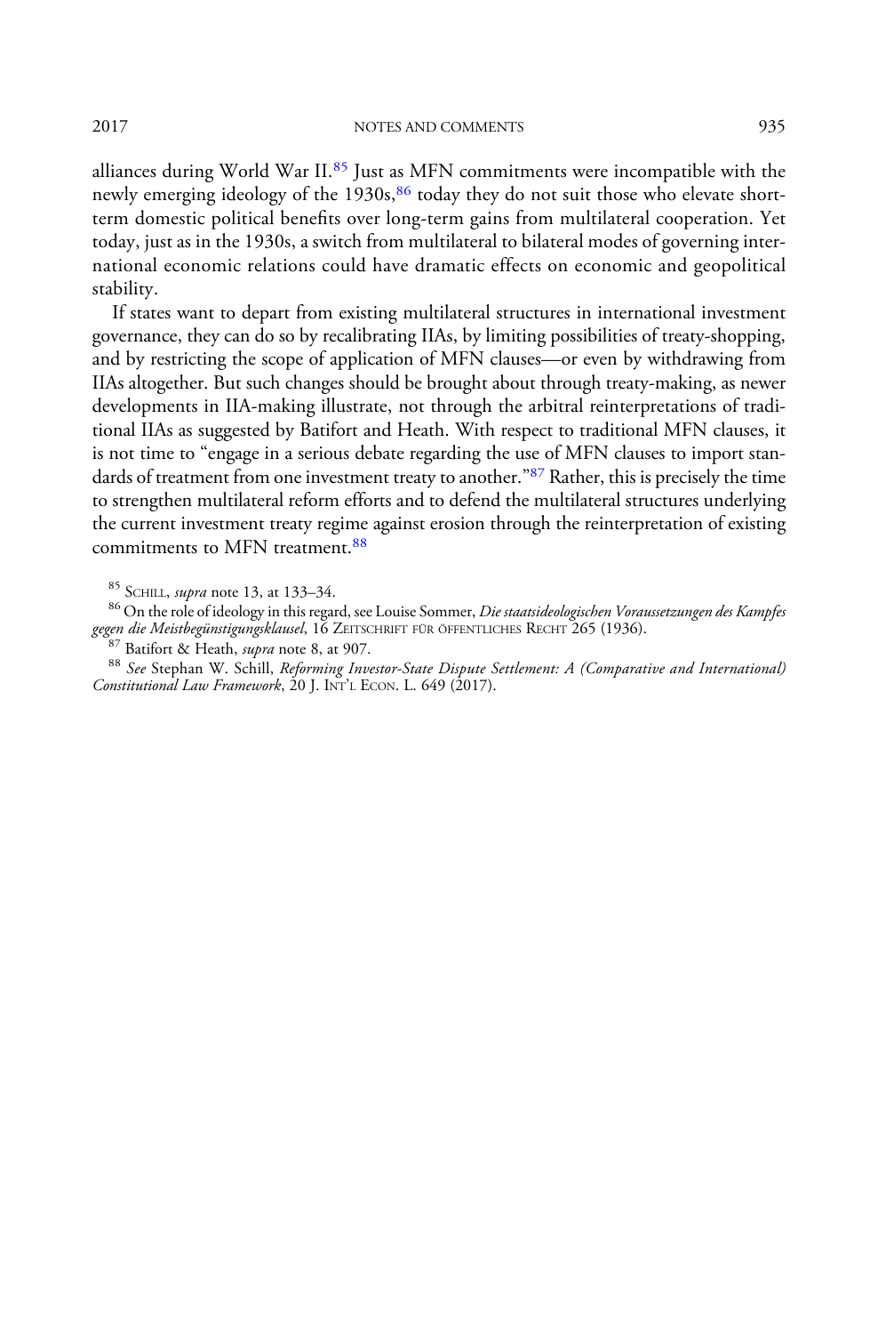alliances during World War II.[85] Just as MFN commitments were incompatible with the newly emerging ideology of the 1930s,[86] today they do not suit those who elevate short-term domestic political benefits over long-term gains from multilateral cooperation. Yet today, just as in the 1930s, a switch from multilateral to bilateral modes of governing international economic relations could have dramatic effects on economic and geopolitical stability.

If states want to depart from existing multilateral structures in international investment governance, they can do so by recalibrating IIAs, by limiting possibilities of treaty-shopping, and by restricting the scope of application of MFN clauses—or even by withdrawing from IIAs altogether. But such changes should be brought about through treaty-making, as newer developments in IIA-making illustrate, not through the arbitral reinterpretations of traditional IIAs as suggested by Batifort and Heath. With respect to traditional MFN clauses, it is not time to "engage in a serious debate regarding the use of MFN clauses to import standards of treatment from one investment treaty to another."[87] Rather, this is precisely the time to strengthen multilateral reform efforts and to defend the multilateral structures underlying the current investment treaty regime against erosion through the reinterpretation of existing commitments to MFN treatment.[88]

[85] SCHILL, *supra* note 13, at 133–34.

[86] On the role of ideology in this regard, see Louise Sommer, *Die staatsideologischen Voraussetzungen des Kampfes gegen die Meistbegünstigungsklausel*, 16 ZEITSCHRIFT FÜR ÖFFENTLICHES RECHT 265 (1936).

[87] Batifort & Heath, *supra* note 8, at 907.

[88] *See* Stephan W. Schill, *Reforming Investor-State Dispute Settlement: A (Comparative and International) Constitutional Law Framework*, 20 J. INT'L ECON. L. 649 (2017).